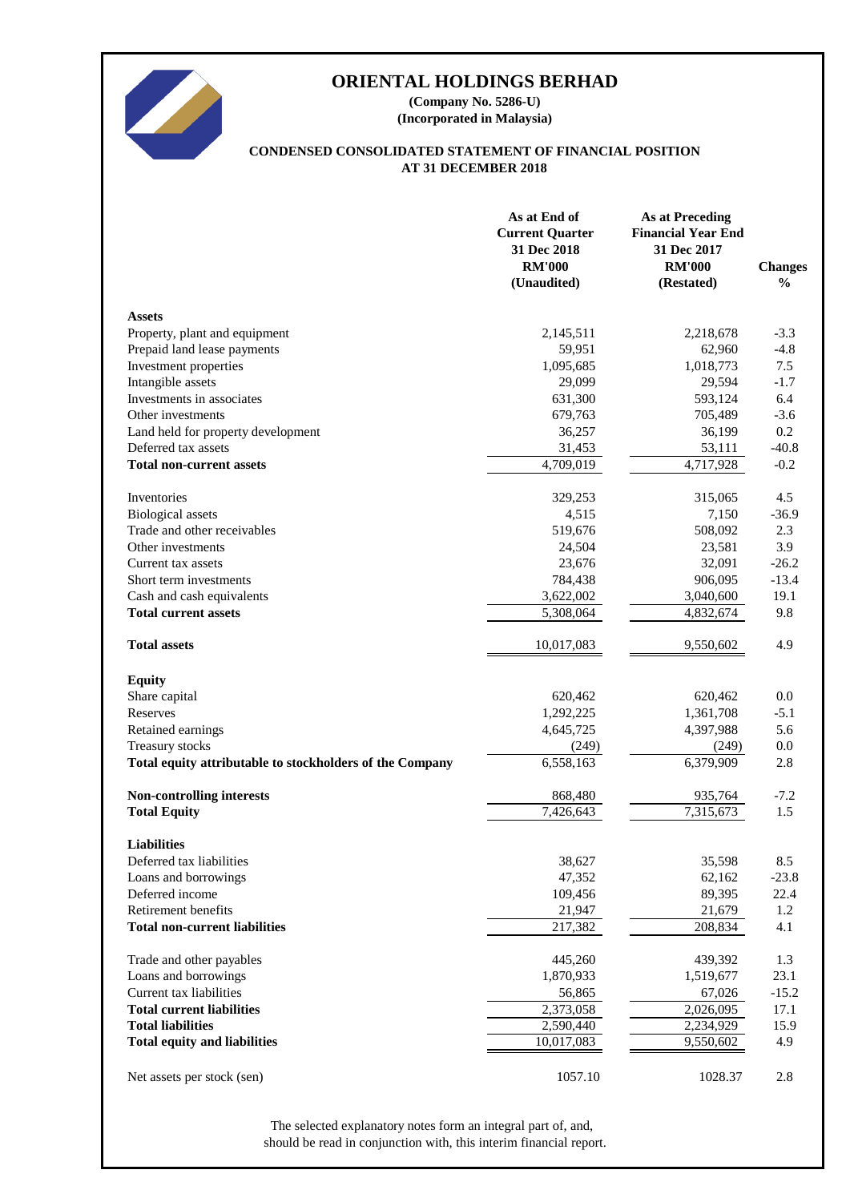# ORIENTAL HOLDINGS BERHAD

**(Company No. 5286-U)**
**(Incorporated in Malaysia)**

## CONDENSED CONSOLIDATED STATEMENT OF FINANCIAL POSITION AT 31 DECEMBER 2018

| | As at End of Current Quarter 31 Dec 2018 RM'000 (Unaudited) | As at Preceding Financial Year End 31 Dec 2017 RM'000 (Restated) | Changes % |
|---|---|---|---|
| **Assets** | | | |
| Property, plant and equipment | 2,145,511 | 2,218,678 | -3.3 |
| Prepaid land lease payments | 59,951 | 62,960 | -4.8 |
| Investment properties | 1,095,685 | 1,018,773 | 7.5 |
| Intangible assets | 29,099 | 29,594 | -1.7 |
| Investments in associates | 631,300 | 593,124 | 6.4 |
| Other investments | 679,763 | 705,489 | -3.6 |
| Land held for property development | 36,257 | 36,199 | 0.2 |
| Deferred tax assets | 31,453 | 53,111 | -40.8 |
| **Total non-current assets** | 4,709,019 | 4,717,928 | -0.2 |
| | | | |
| Inventories | 329,253 | 315,065 | 4.5 |
| Biological assets | 4,515 | 7,150 | -36.9 |
| Trade and other receivables | 519,676 | 508,092 | 2.3 |
| Other investments | 24,504 | 23,581 | 3.9 |
| Current tax assets | 23,676 | 32,091 | -26.2 |
| Short term investments | 784,438 | 906,095 | -13.4 |
| Cash and cash equivalents | 3,622,002 | 3,040,600 | 19.1 |
| **Total current assets** | 5,308,064 | 4,832,674 | 9.8 |
| | | | |
| **Total assets** | 10,017,083 | 9,550,602 | 4.9 |
| | | | |
| **Equity** | | | |
| Share capital | 620,462 | 620,462 | 0.0 |
| Reserves | 1,292,225 | 1,361,708 | -5.1 |
| Retained earnings | 4,645,725 | 4,397,988 | 5.6 |
| Treasury stocks | (249) | (249) | 0.0 |
| **Total equity attributable to stockholders of the Company** | 6,558,163 | 6,379,909 | 2.8 |
| | | | |
| **Non-controlling interests** | 868,480 | 935,764 | -7.2 |
| **Total Equity** | 7,426,643 | 7,315,673 | 1.5 |
| | | | |
| **Liabilities** | | | |
| Deferred tax liabilities | 38,627 | 35,598 | 8.5 |
| Loans and borrowings | 47,352 | 62,162 | -23.8 |
| Deferred income | 109,456 | 89,395 | 22.4 |
| Retirement benefits | 21,947 | 21,679 | 1.2 |
| **Total non-current liabilities** | 217,382 | 208,834 | 4.1 |
| | | | |
| Trade and other payables | 445,260 | 439,392 | 1.3 |
| Loans and borrowings | 1,870,933 | 1,519,677 | 23.1 |
| Current tax liabilities | 56,865 | 67,026 | -15.2 |
| **Total current liabilities** | 2,373,058 | 2,026,095 | 17.1 |
| **Total liabilities** | 2,590,440 | 2,234,929 | 15.9 |
| **Total equity and liabilities** | 10,017,083 | 9,550,602 | 4.9 |
| | | | |
| Net assets per stock (sen) | 1057.10 | 1028.37 | 2.8 |

The selected explanatory notes form an integral part of, and, should be read in conjunction with, this interim financial report.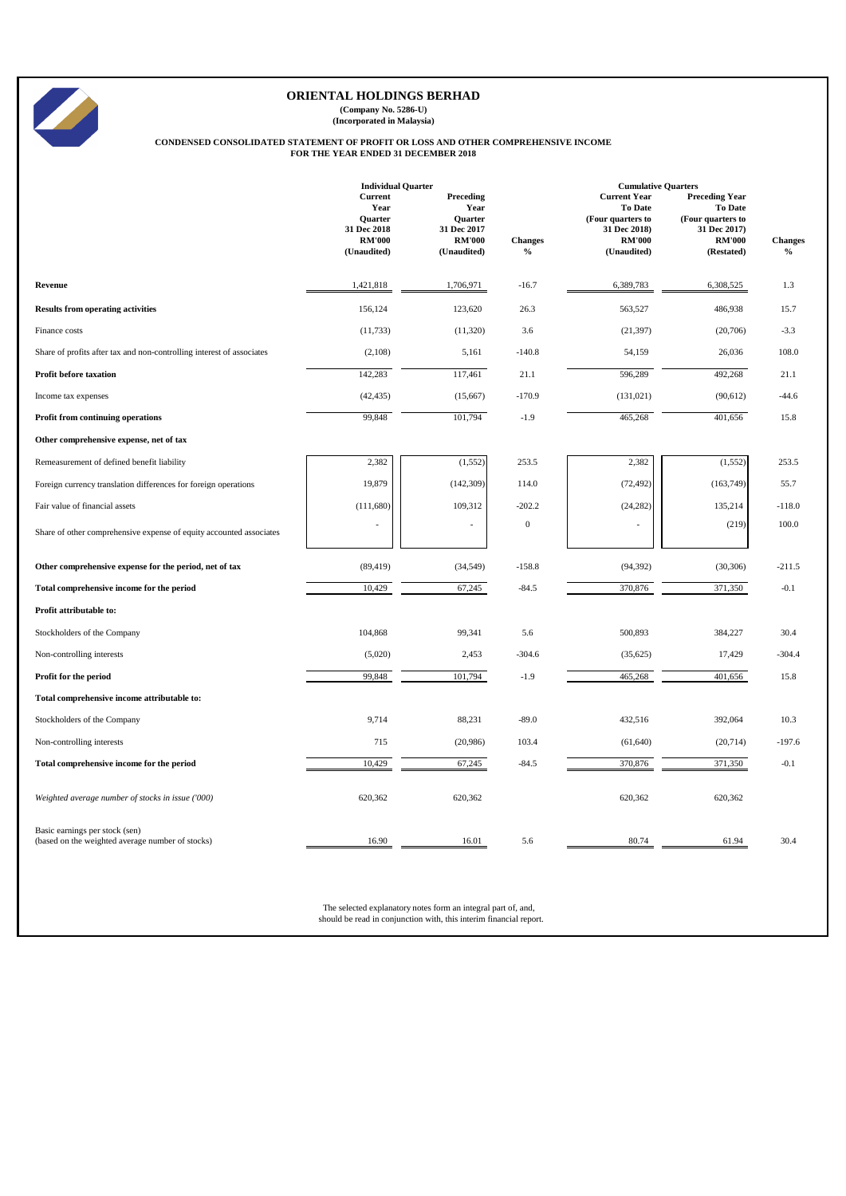# ORIENTAL HOLDINGS BERHAD

**(Company No. 5286-U)**
**(Incorporated in Malaysia)**

## CONDENSED CONSOLIDATED STATEMENT OF PROFIT OR LOSS AND OTHER COMPREHENSIVE INCOME FOR THE YEAR ENDED 31 DECEMBER 2018

| | Individual Quarter | | | Cumulative Quarters | | |
|---|---|---|---|---|---|---|
| | Current Year Quarter 31 Dec 2018 RM'000 (Unaudited) | Preceding Year Quarter 31 Dec 2017 RM'000 (Unaudited) | Changes % | Current Year To Date (Four quarters to 31 Dec 2018) RM'000 (Unaudited) | Preceding Year To Date (Four quarters to 31 Dec 2017) RM'000 (Restated) | Changes % |
| **Revenue** | 1,421,818 | 1,706,971 | -16.7 | 6,389,783 | 6,308,525 | 1.3 |
| **Results from operating activities** | 156,124 | 123,620 | 26.3 | 563,527 | 486,938 | 15.7 |
| Finance costs | (11,733) | (11,320) | 3.6 | (21,397) | (20,706) | -3.3 |
| Share of profits after tax and non-controlling interest of associates | (2,108) | 5,161 | -140.8 | 54,159 | 26,036 | 108.0 |
| **Profit before taxation** | 142,283 | 117,461 | 21.1 | 596,289 | 492,268 | 21.1 |
| Income tax expenses | (42,435) | (15,667) | -170.9 | (131,021) | (90,612) | -44.6 |
| **Profit from continuing operations** | 99,848 | 101,794 | -1.9 | 465,268 | 401,656 | 15.8 |
| **Other comprehensive expense, net of tax** | | | | | | |
| Remeasurement of defined benefit liability | 2,382 | (1,552) | 253.5 | 2,382 | (1,552) | 253.5 |
| Foreign currency translation differences for foreign operations | 19,879 | (142,309) | 114.0 | (72,492) | (163,749) | 55.7 |
| Fair value of financial assets | (111,680) | 109,312 | -202.2 | (24,282) | 135,214 | -118.0 |
| Share of other comprehensive expense of equity accounted associates | - | - | 0 | - | (219) | 100.0 |
| **Other comprehensive expense for the period, net of tax** | (89,419) | (34,549) | -158.8 | (94,392) | (30,306) | -211.5 |
| **Total comprehensive income for the period** | 10,429 | 67,245 | -84.5 | 370,876 | 371,350 | -0.1 |
| **Profit attributable to:** | | | | | | |
| Stockholders of the Company | 104,868 | 99,341 | 5.6 | 500,893 | 384,227 | 30.4 |
| Non-controlling interests | (5,020) | 2,453 | -304.6 | (35,625) | 17,429 | -304.4 |
| **Profit for the period** | 99,848 | 101,794 | -1.9 | 465,268 | 401,656 | 15.8 |
| **Total comprehensive income attributable to:** | | | | | | |
| Stockholders of the Company | 9,714 | 88,231 | -89.0 | 432,516 | 392,064 | 10.3 |
| Non-controlling interests | 715 | (20,986) | 103.4 | (61,640) | (20,714) | -197.6 |
| **Total comprehensive income for the period** | 10,429 | 67,245 | -84.5 | 370,876 | 371,350 | -0.1 |
| *Weighted average number of stocks in issue ('000)* | 620,362 | 620,362 | | 620,362 | 620,362 | |
| Basic earnings per stock (sen) (based on the weighted average number of stocks) | 16.90 | 16.01 | 5.6 | 80.74 | 61.94 | 30.4 |

The selected explanatory notes form an integral part of, and, should be read in conjunction with, this interim financial report.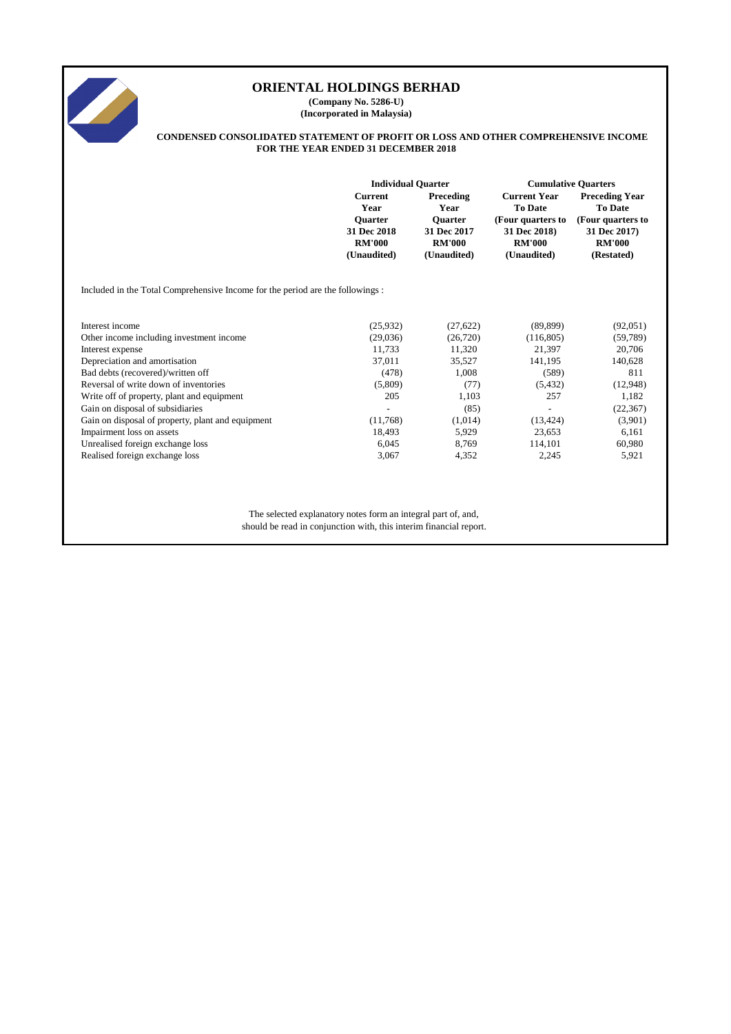# ORIENTAL HOLDINGS BERHAD

**(Company No. 5286-U)**
**(Incorporated in Malaysia)**

**CONDENSED CONSOLIDATED STATEMENT OF PROFIT OR LOSS AND OTHER COMPREHENSIVE INCOME FOR THE YEAR ENDED 31 DECEMBER 2018**

| | Individual Quarter | | Cumulative Quarters | |
|---|---|---|---|---|
| | **Current Year Quarter 31 Dec 2018 RM'000 (Unaudited)** | **Preceding Year Quarter 31 Dec 2017 RM'000 (Unaudited)** | **Current Year To Date (Four quarters to 31 Dec 2018) RM'000 (Unaudited)** | **Preceding Year To Date (Four quarters to 31 Dec 2017) RM'000 (Restated)** |
| Included in the Total Comprehensive Income for the period are the followings : | | | | |
| Interest income | (25,932) | (27,622) | (89,899) | (92,051) |
| Other income including investment income | (29,036) | (26,720) | (116,805) | (59,789) |
| Interest expense | 11,733 | 11,320 | 21,397 | 20,706 |
| Depreciation and amortisation | 37,011 | 35,527 | 141,195 | 140,628 |
| Bad debts (recovered)/written off | (478) | 1,008 | (589) | 811 |
| Reversal of write down of inventories | (5,809) | (77) | (5,432) | (12,948) |
| Write off of property, plant and equipment | 205 | 1,103 | 257 | 1,182 |
| Gain on disposal of subsidiaries | - | (85) | - | (22,367) |
| Gain on disposal of property, plant and equipment | (11,768) | (1,014) | (13,424) | (3,901) |
| Impairment loss on assets | 18,493 | 5,929 | 23,653 | 6,161 |
| Unrealised foreign exchange loss | 6,045 | 8,769 | 114,101 | 60,980 |
| Realised foreign exchange loss | 3,067 | 4,352 | 2,245 | 5,921 |

The selected explanatory notes form an integral part of, and, should be read in conjunction with, this interim financial report.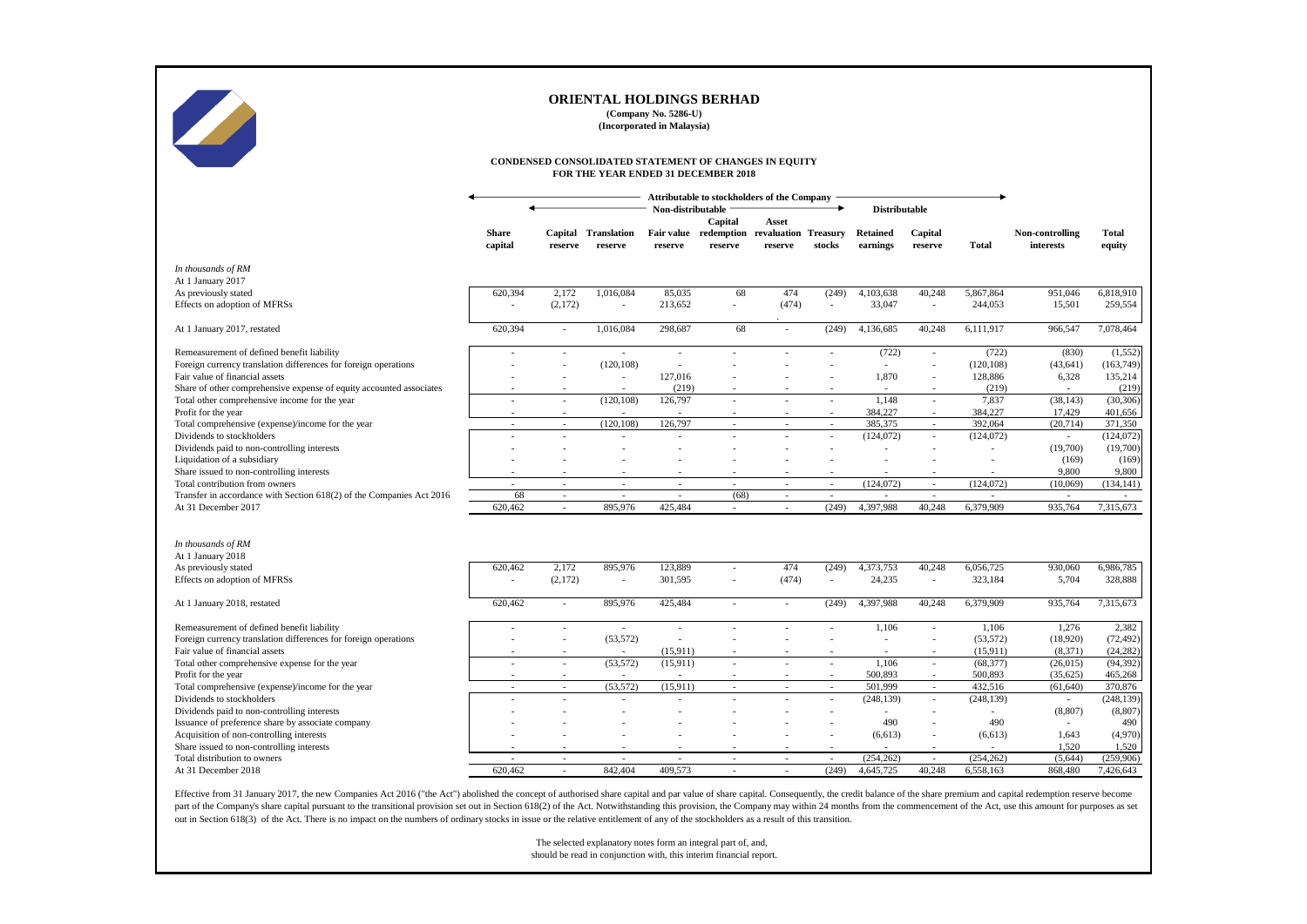# ORIENTAL HOLDINGS BERHAD

**(Company No. 5286-U)**
**(Incorporated in Malaysia)**

**CONDENSED CONSOLIDATED STATEMENT OF CHANGES IN EQUITY**
**FOR THE YEAR ENDED 31 DECEMBER 2018**

| | Attributable to stockholders of the Company | | | | | | | | | | | |
|---|---|---|---|---|---|---|---|---|---|---|---|---|
| | | Non-distributable | | | | | | Distributable | | | | |
| | Share capital | Capital reserve | Translation reserve | Fair value reserve | Capital redemption reserve | Asset revaluation reserve | Treasury stocks | Retained earnings | Capital reserve | Total | Non-controlling interests | Total equity |
| *In thousands of RM* | | | | | | | | | | | | |
| At 1 January 2017 | | | | | | | | | | | | |
| As previously stated | 620,394 | 2,172 | 1,016,084 | 85,035 | 68 | 474 | (249) | 4,103,638 | 40,248 | 5,867,864 | 951,046 | 6,818,910 |
| Effects on adoption of MFRSs | - | (2,172) | - | 213,652 | - | (474) | - | 33,047 | - | 244,053 | 15,501 | 259,554 |
| At 1 January 2017, restated | 620,394 | - | 1,016,084 | 298,687 | 68 | - | (249) | 4,136,685 | 40,248 | 6,111,917 | 966,547 | 7,078,464 |
| Remeasurement of defined benefit liability | - | - | - | - | - | - | - | (722) | - | (722) | (830) | (1,552) |
| Foreign currency translation differences for foreign operations | - | - | (120,108) | - | - | - | - | - | - | (120,108) | (43,641) | (163,749) |
| Fair value of financial assets | - | - | - | 127,016 | - | - | - | 1,870 | - | 128,886 | 6,328 | 135,214 |
| Share of other comprehensive expense of equity accounted associates | - | - | - | (219) | - | - | - | - | - | (219) | - | (219) |
| Total other comprehensive income for the year | - | - | (120,108) | 126,797 | - | - | - | 1,148 | - | 7,837 | (38,143) | (30,306) |
| Profit for the year | - | - | - | - | - | - | - | 384,227 | - | 384,227 | 17,429 | 401,656 |
| Total comprehensive (expense)/income for the year | - | - | (120,108) | 126,797 | - | - | - | 385,375 | - | 392,064 | (20,714) | 371,350 |
| Dividends to stockholders | - | - | - | - | - | - | - | (124,072) | - | (124,072) | - | (124,072) |
| Dividends paid to non-controlling interests | - | - | - | - | - | - | - | - | - | - | (19,700) | (19,700) |
| Liquidation of a subsidiary | - | - | - | - | - | - | - | - | - | - | (169) | (169) |
| Share issued to non-controlling interests | - | - | - | - | - | - | - | - | - | - | 9,800 | 9,800 |
| Total contribution from owners | - | - | - | - | - | - | - | (124,072) | - | (124,072) | (10,069) | (134,141) |
| Transfer in accordance with Section 618(2) of the Companies Act 2016 | 68 | - | - | - | (68) | - | - | - | - | - | - | - |
| At 31 December 2017 | 620,462 | - | 895,976 | 425,484 | - | - | (249) | 4,397,988 | 40,248 | 6,379,909 | 935,764 | 7,315,673 |
| *In thousands of RM* | | | | | | | | | | | | |
| At 1 January 2018 | | | | | | | | | | | | |
| As previously stated | 620,462 | 2,172 | 895,976 | 123,889 | - | 474 | (249) | 4,373,753 | 40,248 | 6,056,725 | 930,060 | 6,986,785 |
| Effects on adoption of MFRSs | - | (2,172) | - | 301,595 | - | (474) | - | 24,235 | - | 323,184 | 5,704 | 328,888 |
| At 1 January 2018, restated | 620,462 | - | 895,976 | 425,484 | - | - | (249) | 4,397,988 | 40,248 | 6,379,909 | 935,764 | 7,315,673 |
| Remeasurement of defined benefit liability | - | - | - | - | - | - | - | 1,106 | - | 1,106 | 1,276 | 2,382 |
| Foreign currency translation differences for foreign operations | - | - | (53,572) | - | - | - | - | - | - | (53,572) | (18,920) | (72,492) |
| Fair value of financial assets | - | - | - | (15,911) | - | - | - | - | - | (15,911) | (8,371) | (24,282) |
| Total other comprehensive expense for the year | - | - | (53,572) | (15,911) | - | - | - | 1,106 | - | (68,377) | (26,015) | (94,392) |
| Profit for the year | - | - | - | - | - | - | - | 500,893 | - | 500,893 | (35,625) | 465,268 |
| Total comprehensive (expense)/income for the year | - | - | (53,572) | (15,911) | - | - | - | 501,999 | - | 432,516 | (61,640) | 370,876 |
| Dividends to stockholders | - | - | - | - | - | - | - | (248,139) | - | (248,139) | - | (248,139) |
| Dividends paid to non-controlling interests | - | - | - | - | - | - | - | - | - | - | (8,807) | (8,807) |
| Issuance of preference share by associate company | - | - | - | - | - | - | - | 490 | - | 490 | - | 490 |
| Acquisition of non-controlling interests | - | - | - | - | - | - | - | (6,613) | - | (6,613) | 1,643 | (4,970) |
| Share issued to non-controlling interests | - | - | - | - | - | - | - | - | - | - | 1,520 | 1,520 |
| Total distribution to owners | - | - | - | - | - | - | - | (254,262) | - | (254,262) | (5,644) | (259,906) |
| At 31 December 2018 | 620,462 | - | 842,404 | 409,573 | - | - | (249) | 4,645,725 | 40,248 | 6,558,163 | 868,480 | 7,426,643 |

Effective from 31 January 2017, the new Companies Act 2016 ("the Act") abolished the concept of authorised share capital and par value of share capital. Consequently, the credit balance of the share premium and capital redemption reserve become part of the Company's share capital pursuant to the transitional provision set out in Section 618(2) of the Act. Notwithstanding this provision, the Company may within 24 months from the commencement of the Act, use this amount for purposes as set out in Section 618(3) of the Act. There is no impact on the numbers of ordinary stocks in issue or the relative entitlement of any of the stockholders as a result of this transition.

The selected explanatory notes form an integral part of, and, should be read in conjunction with, this interim financial report.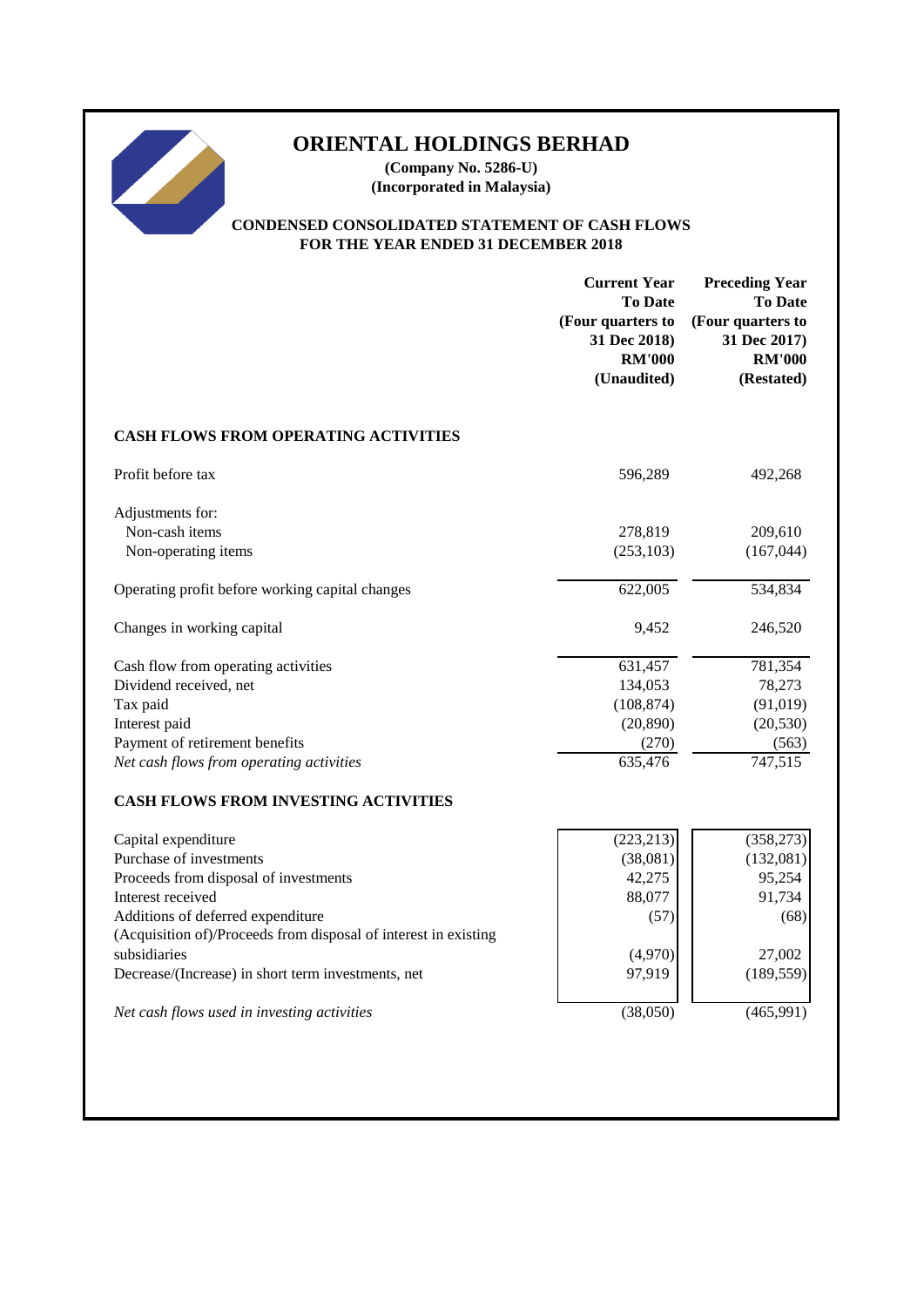# ORIENTAL HOLDINGS BERHAD

**(Company No. 5286-U)**
**(Incorporated in Malaysia)**

## CONDENSED CONSOLIDATED STATEMENT OF CASH FLOWS FOR THE YEAR ENDED 31 DECEMBER 2018

| | Current Year To Date (Four quarters to 31 Dec 2018) RM'000 (Unaudited) | Preceding Year To Date (Four quarters to 31 Dec 2017) RM'000 (Restated) |
|---|---|---|
| **CASH FLOWS FROM OPERATING ACTIVITIES** | | |
| Profit before tax | 596,289 | 492,268 |
| Adjustments for: | | |
| Non-cash items | 278,819 | 209,610 |
| Non-operating items | (253,103) | (167,044) |
| Operating profit before working capital changes | 622,005 | 534,834 |
| Changes in working capital | 9,452 | 246,520 |
| Cash flow from operating activities | 631,457 | 781,354 |
| Dividend received, net | 134,053 | 78,273 |
| Tax paid | (108,874) | (91,019) |
| Interest paid | (20,890) | (20,530) |
| Payment of retirement benefits | (270) | (563) |
| *Net cash flows from operating activities* | 635,476 | 747,515 |
| **CASH FLOWS FROM INVESTING ACTIVITIES** | | |
| Capital expenditure | (223,213) | (358,273) |
| Purchase of investments | (38,081) | (132,081) |
| Proceeds from disposal of investments | 42,275 | 95,254 |
| Interest received | 88,077 | 91,734 |
| Additions of deferred expenditure | (57) | (68) |
| (Acquisition of)/Proceeds from disposal of interest in existing subsidiaries | (4,970) | 27,002 |
| Decrease/(Increase) in short term investments, net | 97,919 | (189,559) |
| *Net cash flows used in investing activities* | (38,050) | (465,991) |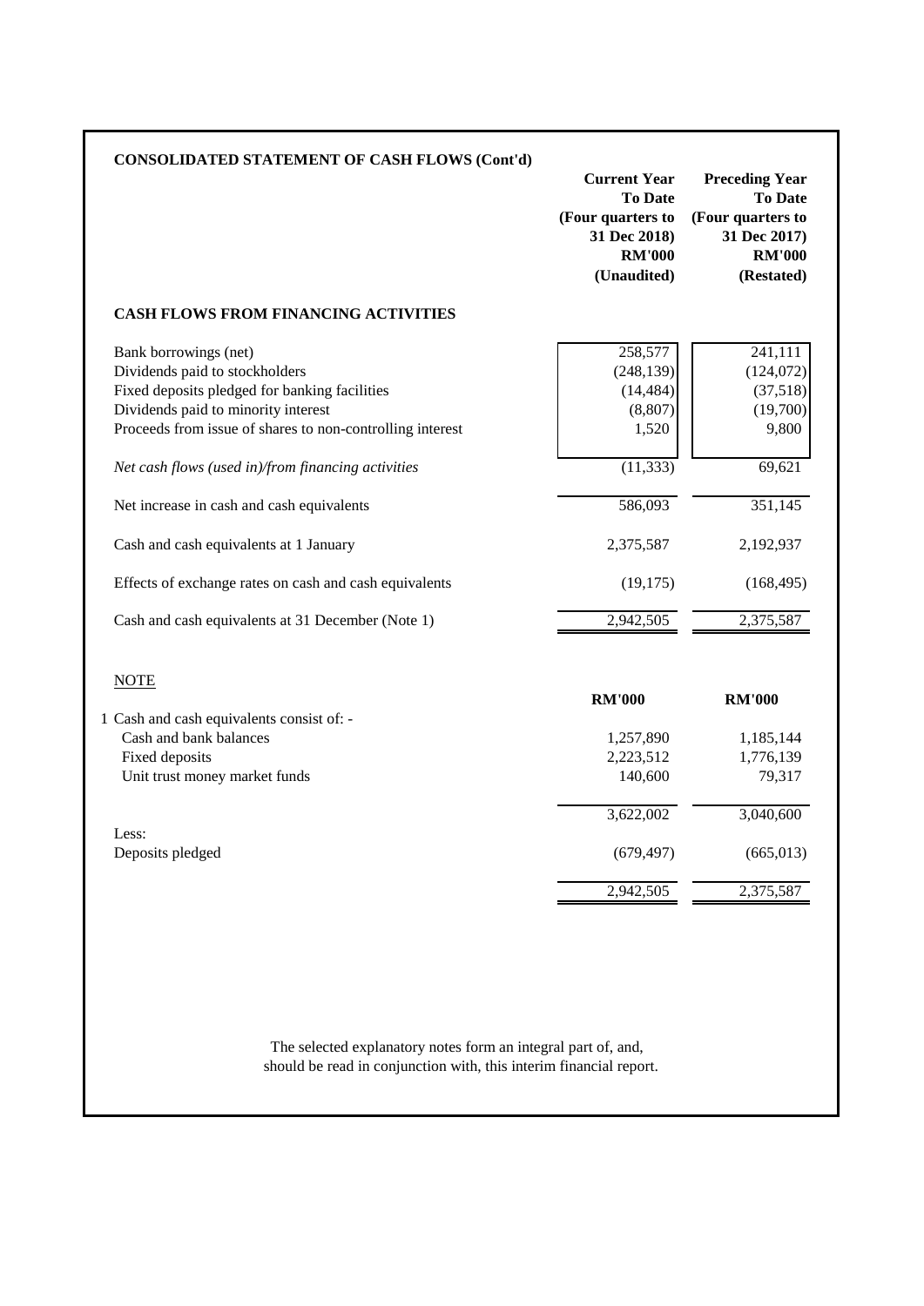## CONSOLIDATED STATEMENT OF CASH FLOWS (Cont'd)

| | Current Year To Date (Four quarters to 31 Dec 2018) RM'000 (Unaudited) | Preceding Year To Date (Four quarters to 31 Dec 2017) RM'000 (Restated) |
|---|---|---|
| **CASH FLOWS FROM FINANCING ACTIVITIES** | | |
| Bank borrowings (net) | 258,577 | 241,111 |
| Dividends paid to stockholders | (248,139) | (124,072) |
| Fixed deposits pledged for banking facilities | (14,484) | (37,518) |
| Dividends paid to minority interest | (8,807) | (19,700) |
| Proceeds from issue of shares to non-controlling interest | 1,520 | 9,800 |
| *Net cash flows (used in)/from financing activities* | (11,333) | 69,621 |
| Net increase in cash and cash equivalents | 586,093 | 351,145 |
| Cash and cash equivalents at 1 January | 2,375,587 | 2,192,937 |
| Effects of exchange rates on cash and cash equivalents | (19,175) | (168,495) |
| Cash and cash equivalents at 31 December (Note 1) | 2,942,505 | 2,375,587 |

NOTE

| | RM'000 | RM'000 |
|---|---|---|
| 1 Cash and cash equivalents consist of: - | | |
| Cash and bank balances | 1,257,890 | 1,185,144 |
| Fixed deposits | 2,223,512 | 1,776,139 |
| Unit trust money market funds | 140,600 | 79,317 |
| | 3,622,002 | 3,040,600 |
| Less: | | |
| Deposits pledged | (679,497) | (665,013) |
| | 2,942,505 | 2,375,587 |

The selected explanatory notes form an integral part of, and, should be read in conjunction with, this interim financial report.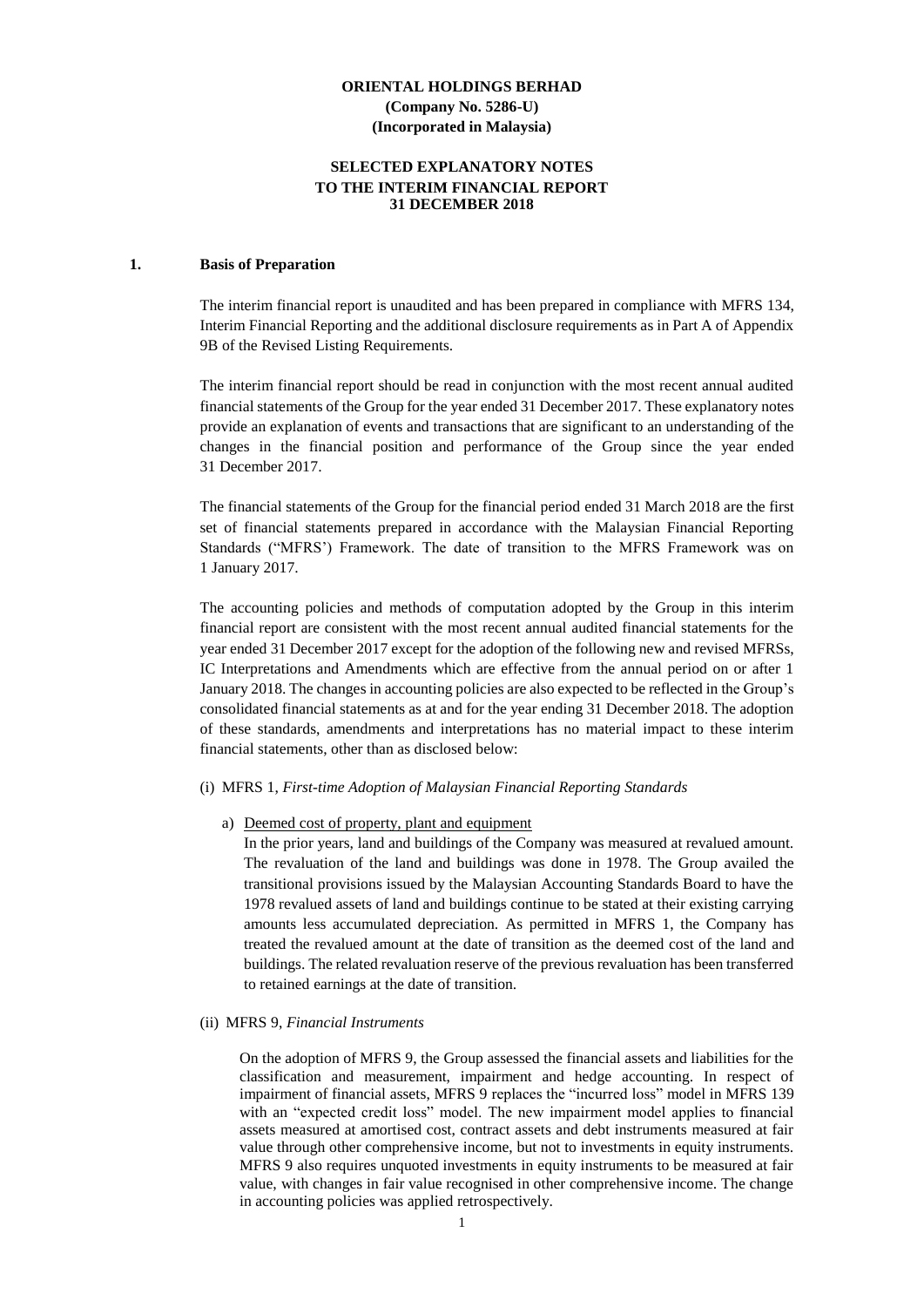**ORIENTAL HOLDINGS BERHAD**
**(Company No. 5286-U)**
**(Incorporated in Malaysia)**

**SELECTED EXPLANATORY NOTES**
**TO THE INTERIM FINANCIAL REPORT**
**31 DECEMBER 2018**

## 1. Basis of Preparation

The interim financial report is unaudited and has been prepared in compliance with MFRS 134, Interim Financial Reporting and the additional disclosure requirements as in Part A of Appendix 9B of the Revised Listing Requirements.

The interim financial report should be read in conjunction with the most recent annual audited financial statements of the Group for the year ended 31 December 2017. These explanatory notes provide an explanation of events and transactions that are significant to an understanding of the changes in the financial position and performance of the Group since the year ended 31 December 2017.

The financial statements of the Group for the financial period ended 31 March 2018 are the first set of financial statements prepared in accordance with the Malaysian Financial Reporting Standards ("MFRS') Framework. The date of transition to the MFRS Framework was on 1 January 2017.

The accounting policies and methods of computation adopted by the Group in this interim financial report are consistent with the most recent annual audited financial statements for the year ended 31 December 2017 except for the adoption of the following new and revised MFRSs, IC Interpretations and Amendments which are effective from the annual period on or after 1 January 2018. The changes in accounting policies are also expected to be reflected in the Group's consolidated financial statements as at and for the year ending 31 December 2018. The adoption of these standards, amendments and interpretations has no material impact to these interim financial statements, other than as disclosed below:

(i) MFRS 1, *First-time Adoption of Malaysian Financial Reporting Standards*

a) Deemed cost of property, plant and equipment
In the prior years, land and buildings of the Company was measured at revalued amount. The revaluation of the land and buildings was done in 1978. The Group availed the transitional provisions issued by the Malaysian Accounting Standards Board to have the 1978 revalued assets of land and buildings continue to be stated at their existing carrying amounts less accumulated depreciation. As permitted in MFRS 1, the Company has treated the revalued amount at the date of transition as the deemed cost of the land and buildings. The related revaluation reserve of the previous revaluation has been transferred to retained earnings at the date of transition.

(ii) MFRS 9, *Financial Instruments*

On the adoption of MFRS 9, the Group assessed the financial assets and liabilities for the classification and measurement, impairment and hedge accounting. In respect of impairment of financial assets, MFRS 9 replaces the "incurred loss" model in MFRS 139 with an "expected credit loss" model. The new impairment model applies to financial assets measured at amortised cost, contract assets and debt instruments measured at fair value through other comprehensive income, but not to investments in equity instruments. MFRS 9 also requires unquoted investments in equity instruments to be measured at fair value, with changes in fair value recognised in other comprehensive income. The change in accounting policies was applied retrospectively.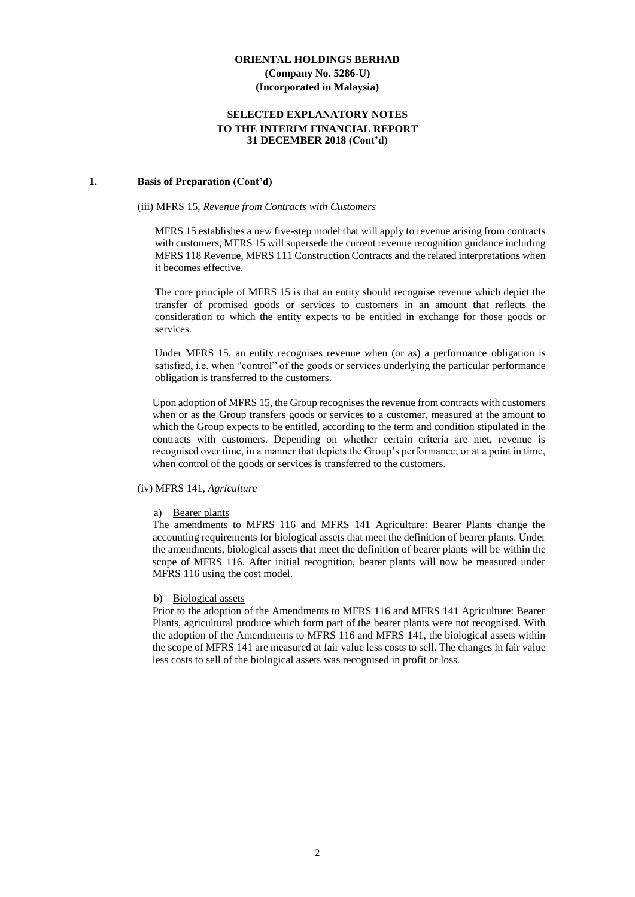**ORIENTAL HOLDINGS BERHAD**
**(Company No. 5286-U)**
**(Incorporated in Malaysia)**

**SELECTED EXPLANATORY NOTES**
**TO THE INTERIM FINANCIAL REPORT**
**31 DECEMBER 2018 (Cont'd)**

**1. Basis of Preparation (Cont'd)**

(iii) MFRS 15, *Revenue from Contracts with Customers*

MFRS 15 establishes a new five-step model that will apply to revenue arising from contracts with customers, MFRS 15 will supersede the current revenue recognition guidance including MFRS 118 Revenue, MFRS 111 Construction Contracts and the related interpretations when it becomes effective.

The core principle of MFRS 15 is that an entity should recognise revenue which depict the transfer of promised goods or services to customers in an amount that reflects the consideration to which the entity expects to be entitled in exchange for those goods or services.

Under MFRS 15, an entity recognises revenue when (or as) a performance obligation is satisfied, i.e. when "control" of the goods or services underlying the particular performance obligation is transferred to the customers.

Upon adoption of MFRS 15, the Group recognises the revenue from contracts with customers when or as the Group transfers goods or services to a customer, measured at the amount to which the Group expects to be entitled, according to the term and condition stipulated in the contracts with customers. Depending on whether certain criteria are met, revenue is recognised over time, in a manner that depicts the Group's performance; or at a point in time, when control of the goods or services is transferred to the customers.

(iv) MFRS 141, *Agriculture*

a) Bearer plants

The amendments to MFRS 116 and MFRS 141 Agriculture: Bearer Plants change the accounting requirements for biological assets that meet the definition of bearer plants. Under the amendments, biological assets that meet the definition of bearer plants will be within the scope of MFRS 116. After initial recognition, bearer plants will now be measured under MFRS 116 using the cost model.

b) Biological assets

Prior to the adoption of the Amendments to MFRS 116 and MFRS 141 Agriculture: Bearer Plants, agricultural produce which form part of the bearer plants were not recognised. With the adoption of the Amendments to MFRS 116 and MFRS 141, the biological assets within the scope of MFRS 141 are measured at fair value less costs to sell. The changes in fair value less costs to sell of the biological assets was recognised in profit or loss.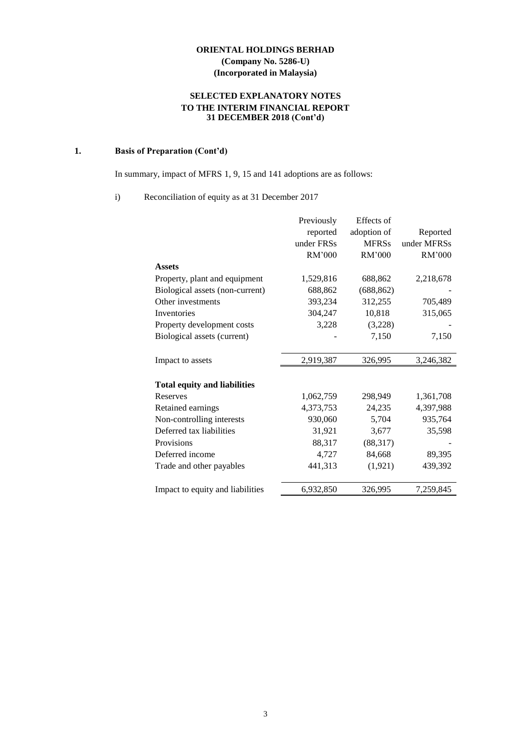**ORIENTAL HOLDINGS BERHAD**
**(Company No. 5286-U)**
**(Incorporated in Malaysia)**

**SELECTED EXPLANATORY NOTES**
**TO THE INTERIM FINANCIAL REPORT**
**31 DECEMBER 2018 (Cont'd)**

**1. Basis of Preparation (Cont'd)**

In summary, impact of MFRS 1, 9, 15 and 141 adoptions are as follows:

i) Reconciliation of equity as at 31 December 2017

| | Previously reported under FRSs | Effects of adoption of MFRSs | Reported under MFRSs |
|---|---|---|---|
| | RM'000 | RM'000 | RM'000 |
| **Assets** | | | |
| Property, plant and equipment | 1,529,816 | 688,862 | 2,218,678 |
| Biological assets (non-current) | 688,862 | (688,862) | - |
| Other investments | 393,234 | 312,255 | 705,489 |
| Inventories | 304,247 | 10,818 | 315,065 |
| Property development costs | 3,228 | (3,228) | - |
| Biological assets (current) | - | 7,150 | 7,150 |
| Impact to assets | 2,919,387 | 326,995 | 3,246,382 |
| **Total equity and liabilities** | | | |
| Reserves | 1,062,759 | 298,949 | 1,361,708 |
| Retained earnings | 4,373,753 | 24,235 | 4,397,988 |
| Non-controlling interests | 930,060 | 5,704 | 935,764 |
| Deferred tax liabilities | 31,921 | 3,677 | 35,598 |
| Provisions | 88,317 | (88,317) | - |
| Deferred income | 4,727 | 84,668 | 89,395 |
| Trade and other payables | 441,313 | (1,921) | 439,392 |
| Impact to equity and liabilities | 6,932,850 | 326,995 | 7,259,845 |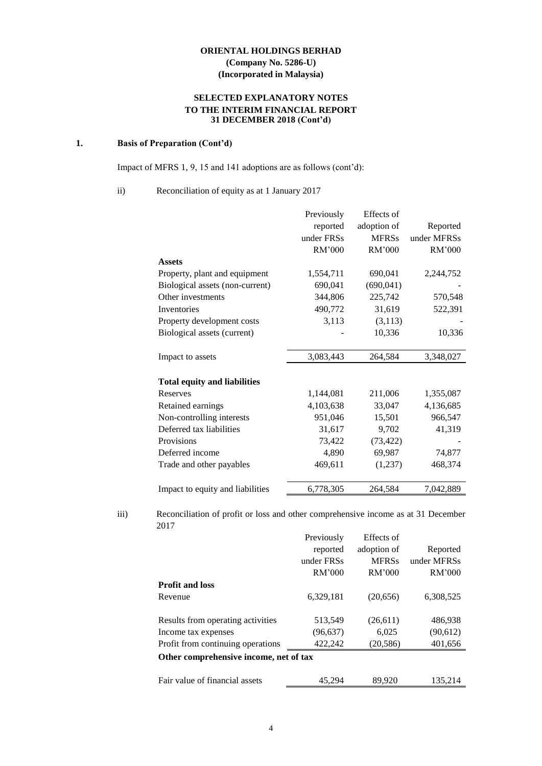**ORIENTAL HOLDINGS BERHAD**
**(Company No. 5286-U)**
**(Incorporated in Malaysia)**

**SELECTED EXPLANATORY NOTES**
**TO THE INTERIM FINANCIAL REPORT**
**31 DECEMBER 2018 (Cont'd)**

## 1. Basis of Preparation (Cont'd)

Impact of MFRS 1, 9, 15 and 141 adoptions are as follows (cont'd):

ii) Reconciliation of equity as at 1 January 2017

| | Previously reported under FRSs RM'000 | Effects of adoption of MFRSs RM'000 | Reported under MFRSs RM'000 |
|---|---|---|---|
| **Assets** | | | |
| Property, plant and equipment | 1,554,711 | 690,041 | 2,244,752 |
| Biological assets (non-current) | 690,041 | (690,041) | - |
| Other investments | 344,806 | 225,742 | 570,548 |
| Inventories | 490,772 | 31,619 | 522,391 |
| Property development costs | 3,113 | (3,113) | - |
| Biological assets (current) | - | 10,336 | 10,336 |
| Impact to assets | 3,083,443 | 264,584 | 3,348,027 |
| **Total equity and liabilities** | | | |
| Reserves | 1,144,081 | 211,006 | 1,355,087 |
| Retained earnings | 4,103,638 | 33,047 | 4,136,685 |
| Non-controlling interests | 951,046 | 15,501 | 966,547 |
| Deferred tax liabilities | 31,617 | 9,702 | 41,319 |
| Provisions | 73,422 | (73,422) | - |
| Deferred income | 4,890 | 69,987 | 74,877 |
| Trade and other payables | 469,611 | (1,237) | 468,374 |
| Impact to equity and liabilities | 6,778,305 | 264,584 | 7,042,889 |

iii) Reconciliation of profit or loss and other comprehensive income as at 31 December 2017

| | Previously reported under FRSs RM'000 | Effects of adoption of MFRSs RM'000 | Reported under MFRSs RM'000 |
|---|---|---|---|
| **Profit and loss** | | | |
| Revenue | 6,329,181 | (20,656) | 6,308,525 |
| Results from operating activities | 513,549 | (26,611) | 486,938 |
| Income tax expenses | (96,637) | 6,025 | (90,612) |
| Profit from continuing operations | 422,242 | (20,586) | 401,656 |
| **Other comprehensive income, net of tax** | | | |
| Fair value of financial assets | 45,294 | 89,920 | 135,214 |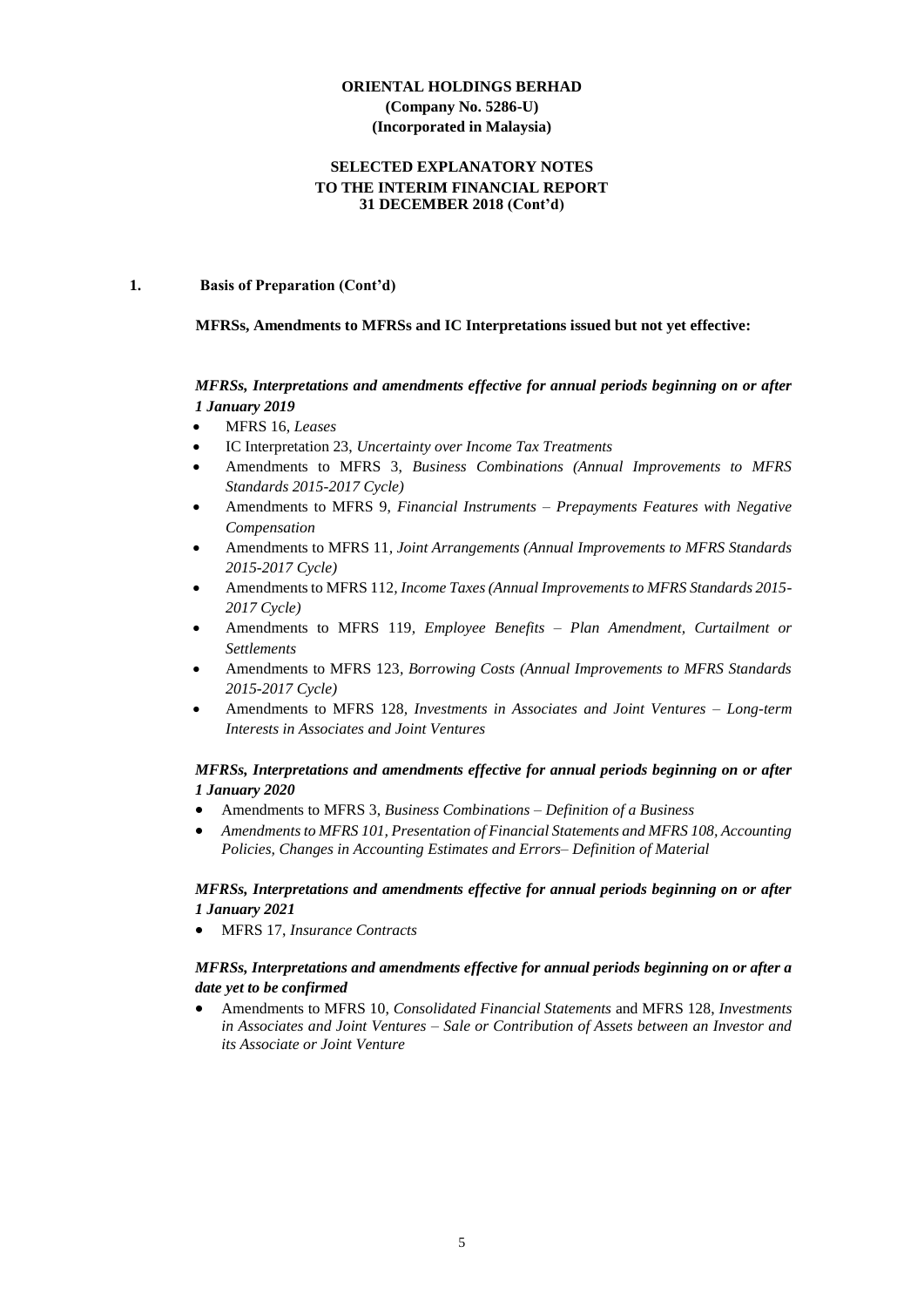**ORIENTAL HOLDINGS BERHAD**
**(Company No. 5286-U)**
**(Incorporated in Malaysia)**

**SELECTED EXPLANATORY NOTES TO THE INTERIM FINANCIAL REPORT 31 DECEMBER 2018 (Cont'd)**

**1. Basis of Preparation (Cont'd)**

**MFRSs, Amendments to MFRSs and IC Interpretations issued but not yet effective:**

***MFRSs, Interpretations and amendments effective for annual periods beginning on or after 1 January 2019***

- MFRS 16, *Leases*
- IC Interpretation 23, *Uncertainty over Income Tax Treatments*
- Amendments to MFRS 3, *Business Combinations (Annual Improvements to MFRS Standards 2015-2017 Cycle)*
- Amendments to MFRS 9, *Financial Instruments – Prepayments Features with Negative Compensation*
- Amendments to MFRS 11, *Joint Arrangements (Annual Improvements to MFRS Standards 2015-2017 Cycle)*
- Amendments to MFRS 112, *Income Taxes (Annual Improvements to MFRS Standards 2015-2017 Cycle)*
- Amendments to MFRS 119, *Employee Benefits – Plan Amendment, Curtailment or Settlements*
- Amendments to MFRS 123, *Borrowing Costs (Annual Improvements to MFRS Standards 2015-2017 Cycle)*
- Amendments to MFRS 128, *Investments in Associates and Joint Ventures – Long-term Interests in Associates and Joint Ventures*

***MFRSs, Interpretations and amendments effective for annual periods beginning on or after 1 January 2020***

- Amendments to MFRS 3, *Business Combinations – Definition of a Business*
- *Amendments to MFRS 101, Presentation of Financial Statements and MFRS 108, Accounting Policies, Changes in Accounting Estimates and Errors– Definition of Material*

***MFRSs, Interpretations and amendments effective for annual periods beginning on or after 1 January 2021***

- MFRS 17, *Insurance Contracts*

***MFRSs, Interpretations and amendments effective for annual periods beginning on or after a date yet to be confirmed***

- Amendments to MFRS 10, *Consolidated Financial Statements* and MFRS 128, *Investments in Associates and Joint Ventures – Sale or Contribution of Assets between an Investor and its Associate or Joint Venture*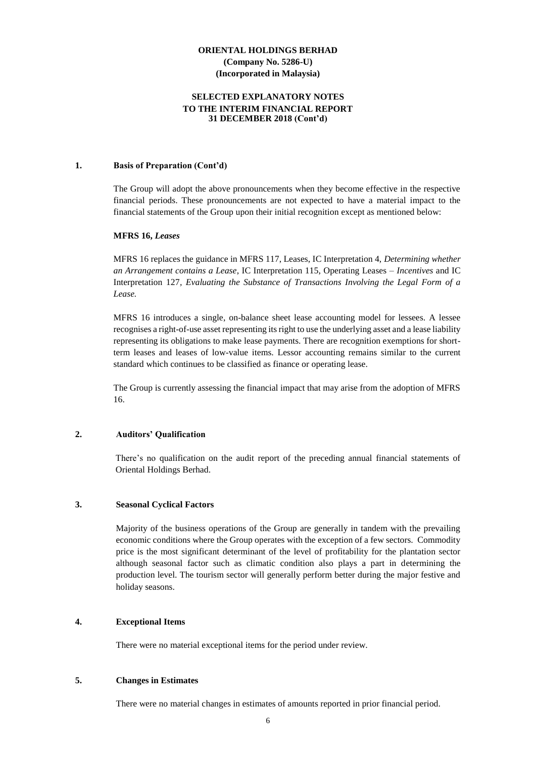**ORIENTAL HOLDINGS BERHAD**
**(Company No. 5286-U)**
**(Incorporated in Malaysia)**

**SELECTED EXPLANATORY NOTES**
**TO THE INTERIM FINANCIAL REPORT**
**31 DECEMBER 2018 (Cont'd)**

## 1. Basis of Preparation (Cont'd)

The Group will adopt the above pronouncements when they become effective in the respective financial periods. These pronouncements are not expected to have a material impact to the financial statements of the Group upon their initial recognition except as mentioned below:

**MFRS 16,** ***Leases***

MFRS 16 replaces the guidance in MFRS 117, Leases, IC Interpretation 4, *Determining whether an Arrangement contains a Lease*, IC Interpretation 115, Operating Leases – *Incentives* and IC Interpretation 127, *Evaluating the Substance of Transactions Involving the Legal Form of a Lease.*

MFRS 16 introduces a single, on-balance sheet lease accounting model for lessees. A lessee recognises a right-of-use asset representing its right to use the underlying asset and a lease liability representing its obligations to make lease payments. There are recognition exemptions for short-term leases and leases of low-value items. Lessor accounting remains similar to the current standard which continues to be classified as finance or operating lease.

The Group is currently assessing the financial impact that may arise from the adoption of MFRS 16.

## 2. Auditors' Qualification

There's no qualification on the audit report of the preceding annual financial statements of Oriental Holdings Berhad.

## 3. Seasonal Cyclical Factors

Majority of the business operations of the Group are generally in tandem with the prevailing economic conditions where the Group operates with the exception of a few sectors. Commodity price is the most significant determinant of the level of profitability for the plantation sector although seasonal factor such as climatic condition also plays a part in determining the production level. The tourism sector will generally perform better during the major festive and holiday seasons.

## 4. Exceptional Items

There were no material exceptional items for the period under review.

## 5. Changes in Estimates

There were no material changes in estimates of amounts reported in prior financial period.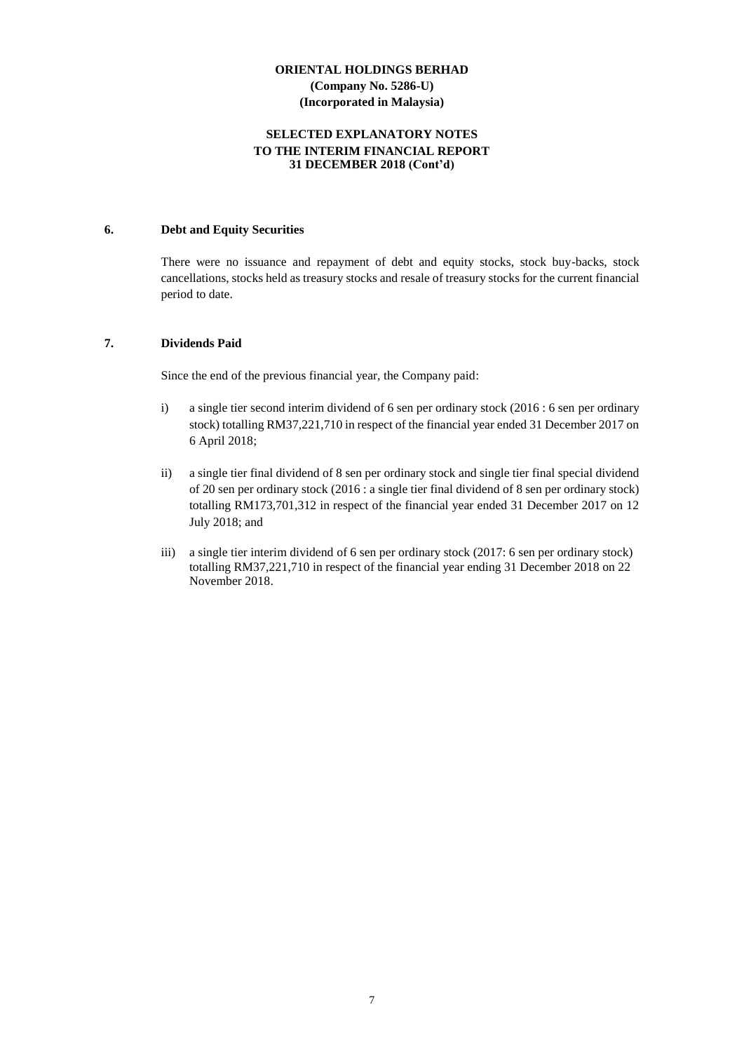**ORIENTAL HOLDINGS BERHAD**
**(Company No. 5286-U)**
**(Incorporated in Malaysia)**

**SELECTED EXPLANATORY NOTES**
**TO THE INTERIM FINANCIAL REPORT**
**31 DECEMBER 2018 (Cont'd)**

## 6. Debt and Equity Securities

There were no issuance and repayment of debt and equity stocks, stock buy-backs, stock cancellations, stocks held as treasury stocks and resale of treasury stocks for the current financial period to date.

## 7. Dividends Paid

Since the end of the previous financial year, the Company paid:

i) a single tier second interim dividend of 6 sen per ordinary stock (2016 : 6 sen per ordinary stock) totalling RM37,221,710 in respect of the financial year ended 31 December 2017 on 6 April 2018;

ii) a single tier final dividend of 8 sen per ordinary stock and single tier final special dividend of 20 sen per ordinary stock (2016 : a single tier final dividend of 8 sen per ordinary stock) totalling RM173,701,312 in respect of the financial year ended 31 December 2017 on 12 July 2018; and

iii) a single tier interim dividend of 6 sen per ordinary stock (2017: 6 sen per ordinary stock) totalling RM37,221,710 in respect of the financial year ending 31 December 2018 on 22 November 2018.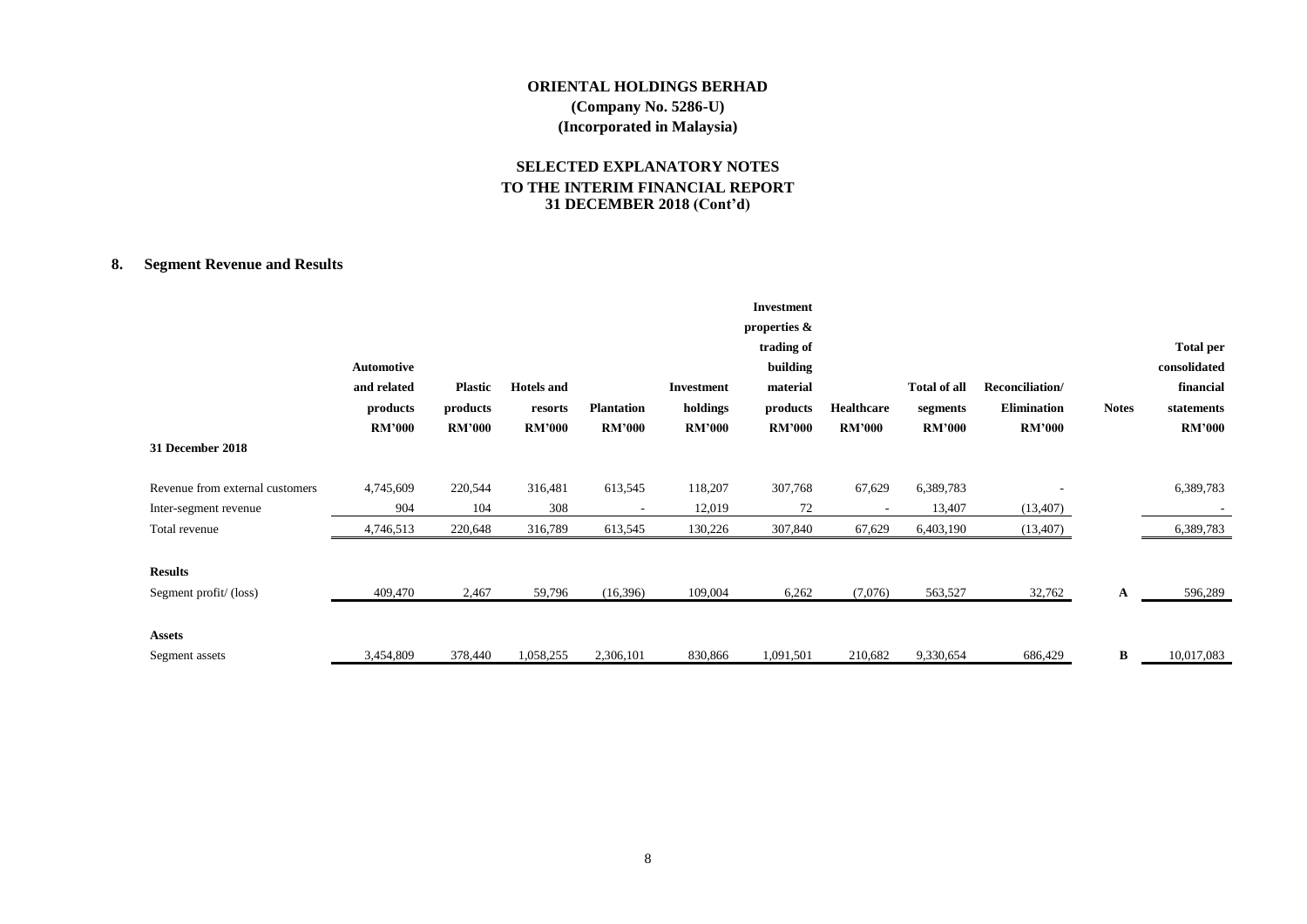# ORIENTAL HOLDINGS BERHAD

**(Company No. 5286-U)**

**(Incorporated in Malaysia)**

## SELECTED EXPLANATORY NOTES TO THE INTERIM FINANCIAL REPORT 31 DECEMBER 2018 (Cont'd)

### 8. Segment Revenue and Results

| | Automotive and related products RM'000 | Plastic products RM'000 | Hotels and resorts RM'000 | Plantation RM'000 | Investment holdings RM'000 | Investment properties & trading of building material products RM'000 | Healthcare RM'000 | Total of all segments RM'000 | Reconciliation/ Elimination RM'000 | Notes | Total per consolidated financial statements RM'000 |
|---|---|---|---|---|---|---|---|---|---|---|---|
| **31 December 2018** | | | | | | | | | | | |
| Revenue from external customers | 4,745,609 | 220,544 | 316,481 | 613,545 | 118,207 | 307,768 | 67,629 | 6,389,783 | - | | 6,389,783 |
| Inter-segment revenue | 904 | 104 | 308 | - | 12,019 | 72 | - | 13,407 | (13,407) | | - |
| Total revenue | 4,746,513 | 220,648 | 316,789 | 613,545 | 130,226 | 307,840 | 67,629 | 6,403,190 | (13,407) | | 6,389,783 |
| **Results** | | | | | | | | | | | |
| Segment profit/ (loss) | 409,470 | 2,467 | 59,796 | (16,396) | 109,004 | 6,262 | (7,076) | 563,527 | 32,762 | A | 596,289 |
| **Assets** | | | | | | | | | | | |
| Segment assets | 3,454,809 | 378,440 | 1,058,255 | 2,306,101 | 830,866 | 1,091,501 | 210,682 | 9,330,654 | 686,429 | B | 10,017,083 |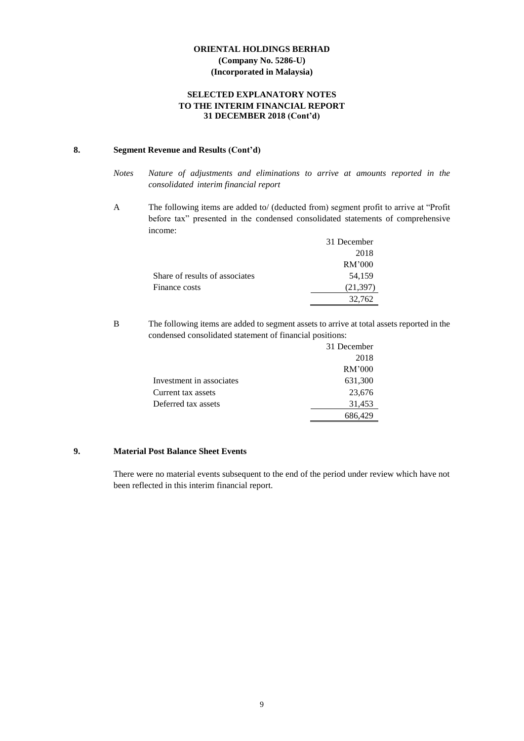**ORIENTAL HOLDINGS BERHAD**
**(Company No. 5286-U)**
**(Incorporated in Malaysia)**

**SELECTED EXPLANATORY NOTES**
**TO THE INTERIM FINANCIAL REPORT**
**31 DECEMBER 2018 (Cont'd)**

## 8. Segment Revenue and Results (Cont'd)

*Notes* *Nature of adjustments and eliminations to arrive at amounts reported in the consolidated interim financial report*

A The following items are added to/ (deducted from) segment profit to arrive at "Profit before tax" presented in the condensed consolidated statements of comprehensive income:

| | 31 December 2018 RM'000 |
|---|---|
| Share of results of associates | 54,159 |
| Finance costs | (21,397) |
| | 32,762 |

B The following items are added to segment assets to arrive at total assets reported in the condensed consolidated statement of financial positions:

| | 31 December 2018 RM'000 |
|---|---|
| Investment in associates | 631,300 |
| Current tax assets | 23,676 |
| Deferred tax assets | 31,453 |
| | 686,429 |

## 9. Material Post Balance Sheet Events

There were no material events subsequent to the end of the period under review which have not been reflected in this interim financial report.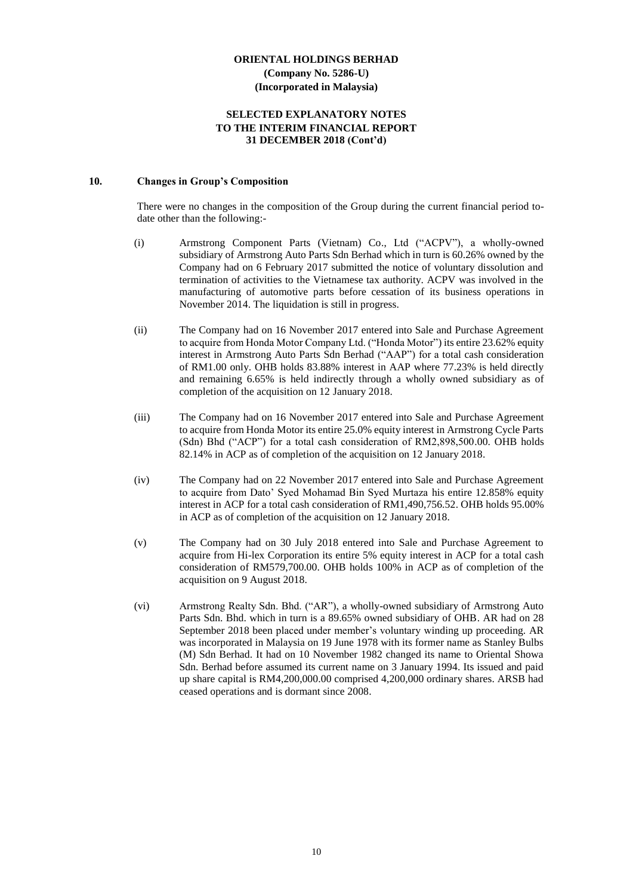**ORIENTAL HOLDINGS BERHAD**
**(Company No. 5286-U)**
**(Incorporated in Malaysia)**

**SELECTED EXPLANATORY NOTES**
**TO THE INTERIM FINANCIAL REPORT**
**31 DECEMBER 2018 (Cont'd)**

## 10. Changes in Group's Composition

There were no changes in the composition of the Group during the current financial period to-date other than the following:-

(i) Armstrong Component Parts (Vietnam) Co., Ltd ("ACPV"), a wholly-owned subsidiary of Armstrong Auto Parts Sdn Berhad which in turn is 60.26% owned by the Company had on 6 February 2017 submitted the notice of voluntary dissolution and termination of activities to the Vietnamese tax authority. ACPV was involved in the manufacturing of automotive parts before cessation of its business operations in November 2014. The liquidation is still in progress.

(ii) The Company had on 16 November 2017 entered into Sale and Purchase Agreement to acquire from Honda Motor Company Ltd. ("Honda Motor") its entire 23.62% equity interest in Armstrong Auto Parts Sdn Berhad ("AAP") for a total cash consideration of RM1.00 only. OHB holds 83.88% interest in AAP where 77.23% is held directly and remaining 6.65% is held indirectly through a wholly owned subsidiary as of completion of the acquisition on 12 January 2018.

(iii) The Company had on 16 November 2017 entered into Sale and Purchase Agreement to acquire from Honda Motor its entire 25.0% equity interest in Armstrong Cycle Parts (Sdn) Bhd ("ACP") for a total cash consideration of RM2,898,500.00. OHB holds 82.14% in ACP as of completion of the acquisition on 12 January 2018.

(iv) The Company had on 22 November 2017 entered into Sale and Purchase Agreement to acquire from Dato' Syed Mohamad Bin Syed Murtaza his entire 12.858% equity interest in ACP for a total cash consideration of RM1,490,756.52. OHB holds 95.00% in ACP as of completion of the acquisition on 12 January 2018.

(v) The Company had on 30 July 2018 entered into Sale and Purchase Agreement to acquire from Hi-lex Corporation its entire 5% equity interest in ACP for a total cash consideration of RM579,700.00. OHB holds 100% in ACP as of completion of the acquisition on 9 August 2018.

(vi) Armstrong Realty Sdn. Bhd. ("AR"), a wholly-owned subsidiary of Armstrong Auto Parts Sdn. Bhd. which in turn is a 89.65% owned subsidiary of OHB. AR had on 28 September 2018 been placed under member's voluntary winding up proceeding. AR was incorporated in Malaysia on 19 June 1978 with its former name as Stanley Bulbs (M) Sdn Berhad. It had on 10 November 1982 changed its name to Oriental Showa Sdn. Berhad before assumed its current name on 3 January 1994. Its issued and paid up share capital is RM4,200,000.00 comprised 4,200,000 ordinary shares. ARSB had ceased operations and is dormant since 2008.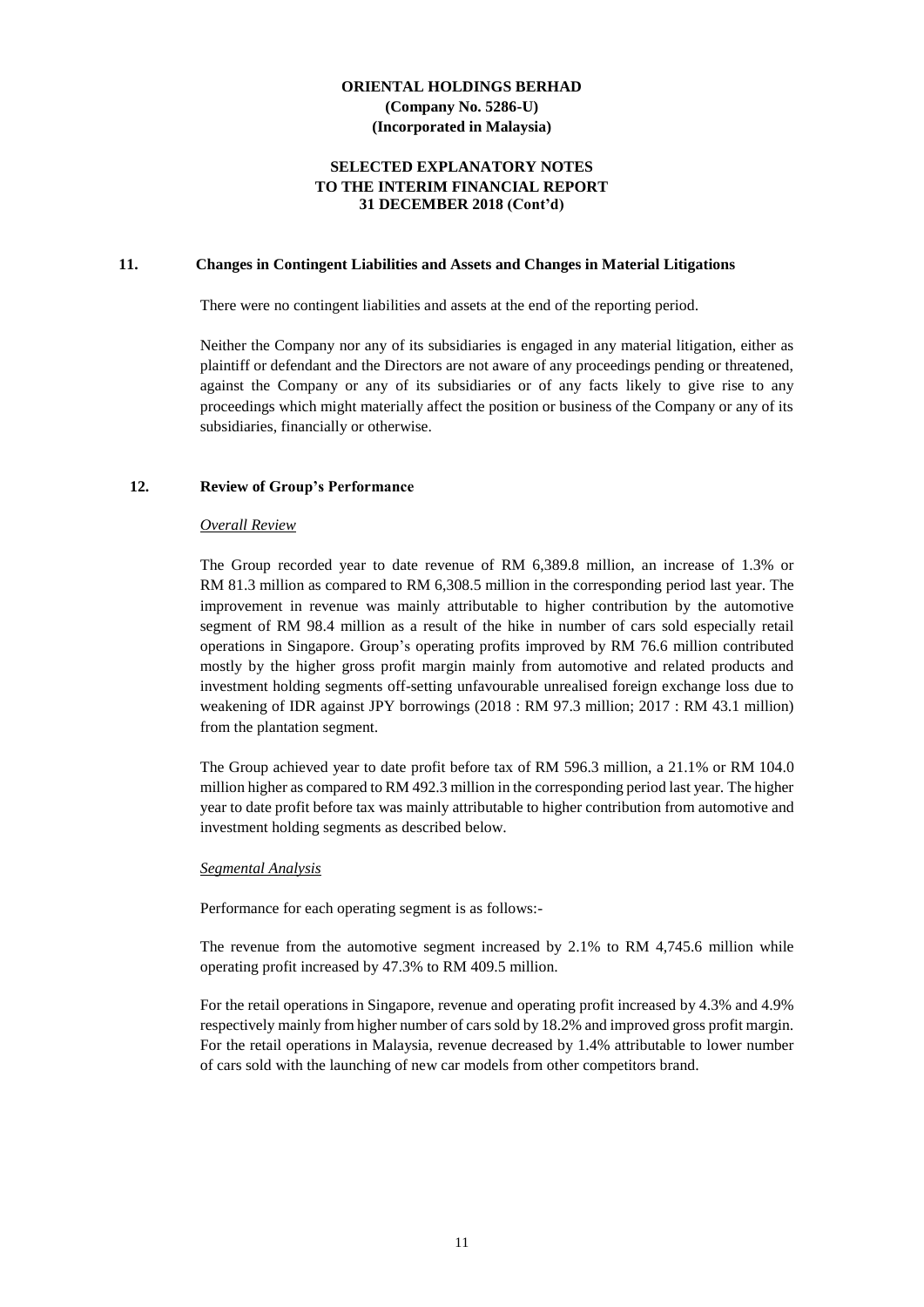## 11. Changes in Contingent Liabilities and Assets and Changes in Material Litigations

There were no contingent liabilities and assets at the end of the reporting period.

Neither the Company nor any of its subsidiaries is engaged in any material litigation, either as plaintiff or defendant and the Directors are not aware of any proceedings pending or threatened, against the Company or any of its subsidiaries or of any facts likely to give rise to any proceedings which might materially affect the position or business of the Company or any of its subsidiaries, financially or otherwise.

## 12. Review of Group's Performance

*Overall Review*

The Group recorded year to date revenue of RM 6,389.8 million, an increase of 1.3% or RM 81.3 million as compared to RM 6,308.5 million in the corresponding period last year. The improvement in revenue was mainly attributable to higher contribution by the automotive segment of RM 98.4 million as a result of the hike in number of cars sold especially retail operations in Singapore. Group's operating profits improved by RM 76.6 million contributed mostly by the higher gross profit margin mainly from automotive and related products and investment holding segments off-setting unfavourable unrealised foreign exchange loss due to weakening of IDR against JPY borrowings (2018 : RM 97.3 million; 2017 : RM 43.1 million) from the plantation segment.

The Group achieved year to date profit before tax of RM 596.3 million, a 21.1% or RM 104.0 million higher as compared to RM 492.3 million in the corresponding period last year. The higher year to date profit before tax was mainly attributable to higher contribution from automotive and investment holding segments as described below.

*Segmental Analysis*

Performance for each operating segment is as follows:-

The revenue from the automotive segment increased by 2.1% to RM 4,745.6 million while operating profit increased by 47.3% to RM 409.5 million.

For the retail operations in Singapore, revenue and operating profit increased by 4.3% and 4.9% respectively mainly from higher number of cars sold by 18.2% and improved gross profit margin. For the retail operations in Malaysia, revenue decreased by 1.4% attributable to lower number of cars sold with the launching of new car models from other competitors brand.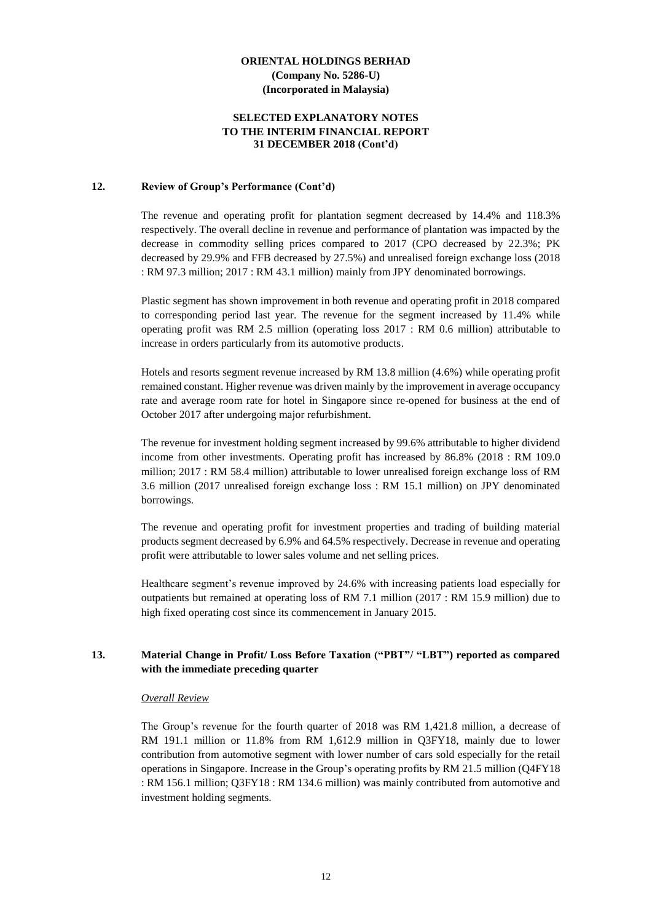**ORIENTAL HOLDINGS BERHAD**
**(Company No. 5286-U)**
**(Incorporated in Malaysia)**

**SELECTED EXPLANATORY NOTES TO THE INTERIM FINANCIAL REPORT 31 DECEMBER 2018 (Cont'd)**

## 12. Review of Group's Performance (Cont'd)

The revenue and operating profit for plantation segment decreased by 14.4% and 118.3% respectively. The overall decline in revenue and performance of plantation was impacted by the decrease in commodity selling prices compared to 2017 (CPO decreased by 22.3%; PK decreased by 29.9% and FFB decreased by 27.5%) and unrealised foreign exchange loss (2018 : RM 97.3 million; 2017 : RM 43.1 million) mainly from JPY denominated borrowings.

Plastic segment has shown improvement in both revenue and operating profit in 2018 compared to corresponding period last year. The revenue for the segment increased by 11.4% while operating profit was RM 2.5 million (operating loss 2017 : RM 0.6 million) attributable to increase in orders particularly from its automotive products.

Hotels and resorts segment revenue increased by RM 13.8 million (4.6%) while operating profit remained constant. Higher revenue was driven mainly by the improvement in average occupancy rate and average room rate for hotel in Singapore since re-opened for business at the end of October 2017 after undergoing major refurbishment.

The revenue for investment holding segment increased by 99.6% attributable to higher dividend income from other investments. Operating profit has increased by 86.8% (2018 : RM 109.0 million; 2017 : RM 58.4 million) attributable to lower unrealised foreign exchange loss of RM 3.6 million (2017 unrealised foreign exchange loss : RM 15.1 million) on JPY denominated borrowings.

The revenue and operating profit for investment properties and trading of building material products segment decreased by 6.9% and 64.5% respectively. Decrease in revenue and operating profit were attributable to lower sales volume and net selling prices.

Healthcare segment's revenue improved by 24.6% with increasing patients load especially for outpatients but remained at operating loss of RM 7.1 million (2017 : RM 15.9 million) due to high fixed operating cost since its commencement in January 2015.

## 13. Material Change in Profit/ Loss Before Taxation ("PBT"/ "LBT") reported as compared with the immediate preceding quarter

*Overall Review*

The Group's revenue for the fourth quarter of 2018 was RM 1,421.8 million, a decrease of RM 191.1 million or 11.8% from RM 1,612.9 million in Q3FY18, mainly due to lower contribution from automotive segment with lower number of cars sold especially for the retail operations in Singapore. Increase in the Group's operating profits by RM 21.5 million (Q4FY18 : RM 156.1 million; Q3FY18 : RM 134.6 million) was mainly contributed from automotive and investment holding segments.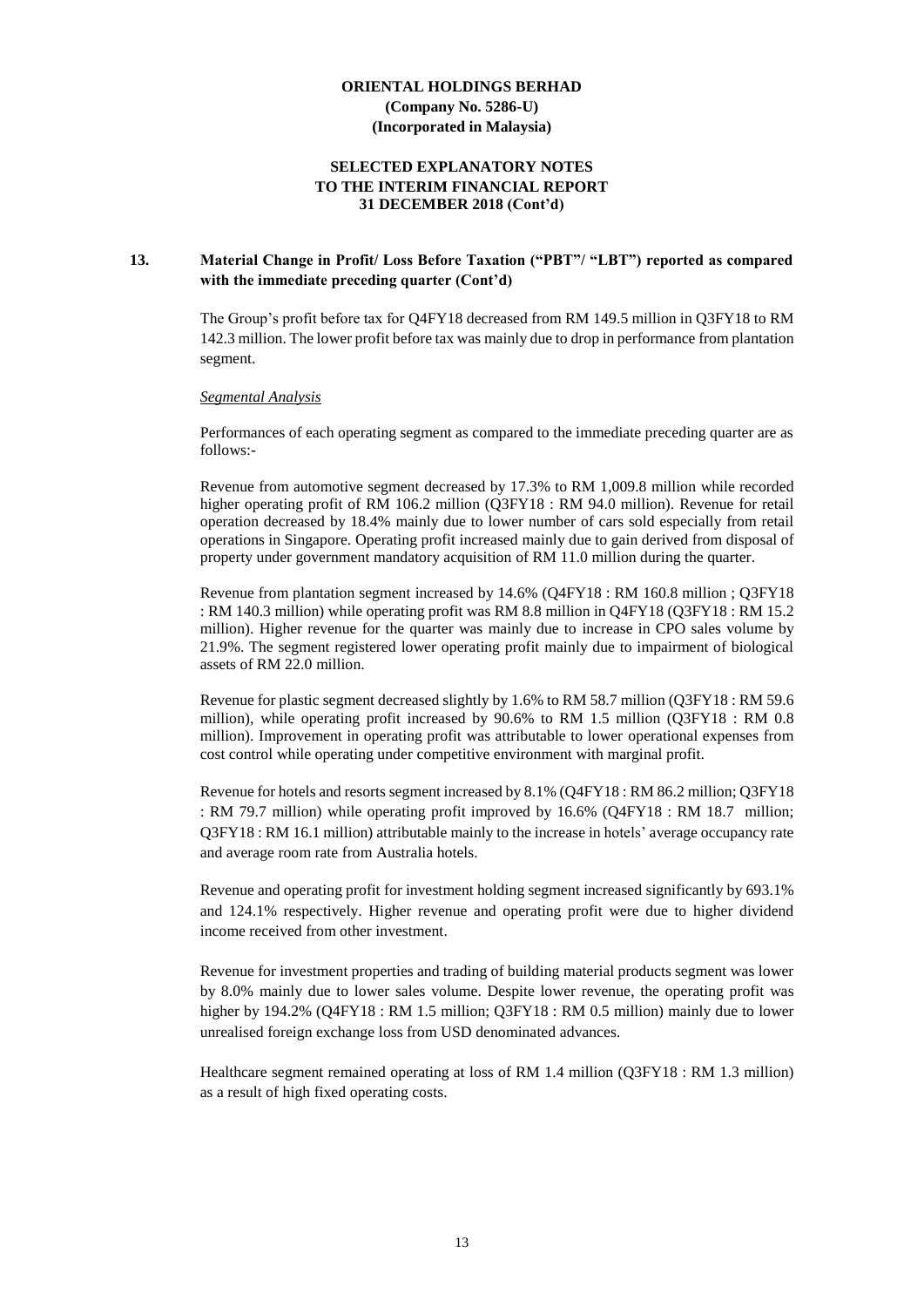**ORIENTAL HOLDINGS BERHAD**
**(Company No. 5286-U)**
**(Incorporated in Malaysia)**

**SELECTED EXPLANATORY NOTES TO THE INTERIM FINANCIAL REPORT 31 DECEMBER 2018 (Cont'd)**

## 13. Material Change in Profit/ Loss Before Taxation ("PBT"/ "LBT") reported as compared with the immediate preceding quarter (Cont'd)

The Group's profit before tax for Q4FY18 decreased from RM 149.5 million in Q3FY18 to RM 142.3 million. The lower profit before tax was mainly due to drop in performance from plantation segment.

*Segmental Analysis*

Performances of each operating segment as compared to the immediate preceding quarter are as follows:-

Revenue from automotive segment decreased by 17.3% to RM 1,009.8 million while recorded higher operating profit of RM 106.2 million (Q3FY18 : RM 94.0 million). Revenue for retail operation decreased by 18.4% mainly due to lower number of cars sold especially from retail operations in Singapore. Operating profit increased mainly due to gain derived from disposal of property under government mandatory acquisition of RM 11.0 million during the quarter.

Revenue from plantation segment increased by 14.6% (Q4FY18 : RM 160.8 million ; Q3FY18 : RM 140.3 million) while operating profit was RM 8.8 million in Q4FY18 (Q3FY18 : RM 15.2 million). Higher revenue for the quarter was mainly due to increase in CPO sales volume by 21.9%. The segment registered lower operating profit mainly due to impairment of biological assets of RM 22.0 million.

Revenue for plastic segment decreased slightly by 1.6% to RM 58.7 million (Q3FY18 : RM 59.6 million), while operating profit increased by 90.6% to RM 1.5 million (Q3FY18 : RM 0.8 million). Improvement in operating profit was attributable to lower operational expenses from cost control while operating under competitive environment with marginal profit.

Revenue for hotels and resorts segment increased by 8.1% (Q4FY18 : RM 86.2 million; Q3FY18 : RM 79.7 million) while operating profit improved by 16.6% (Q4FY18 : RM 18.7 million; Q3FY18 : RM 16.1 million) attributable mainly to the increase in hotels' average occupancy rate and average room rate from Australia hotels.

Revenue and operating profit for investment holding segment increased significantly by 693.1% and 124.1% respectively. Higher revenue and operating profit were due to higher dividend income received from other investment.

Revenue for investment properties and trading of building material products segment was lower by 8.0% mainly due to lower sales volume. Despite lower revenue, the operating profit was higher by 194.2% (Q4FY18 : RM 1.5 million; Q3FY18 : RM 0.5 million) mainly due to lower unrealised foreign exchange loss from USD denominated advances.

Healthcare segment remained operating at loss of RM 1.4 million (Q3FY18 : RM 1.3 million) as a result of high fixed operating costs.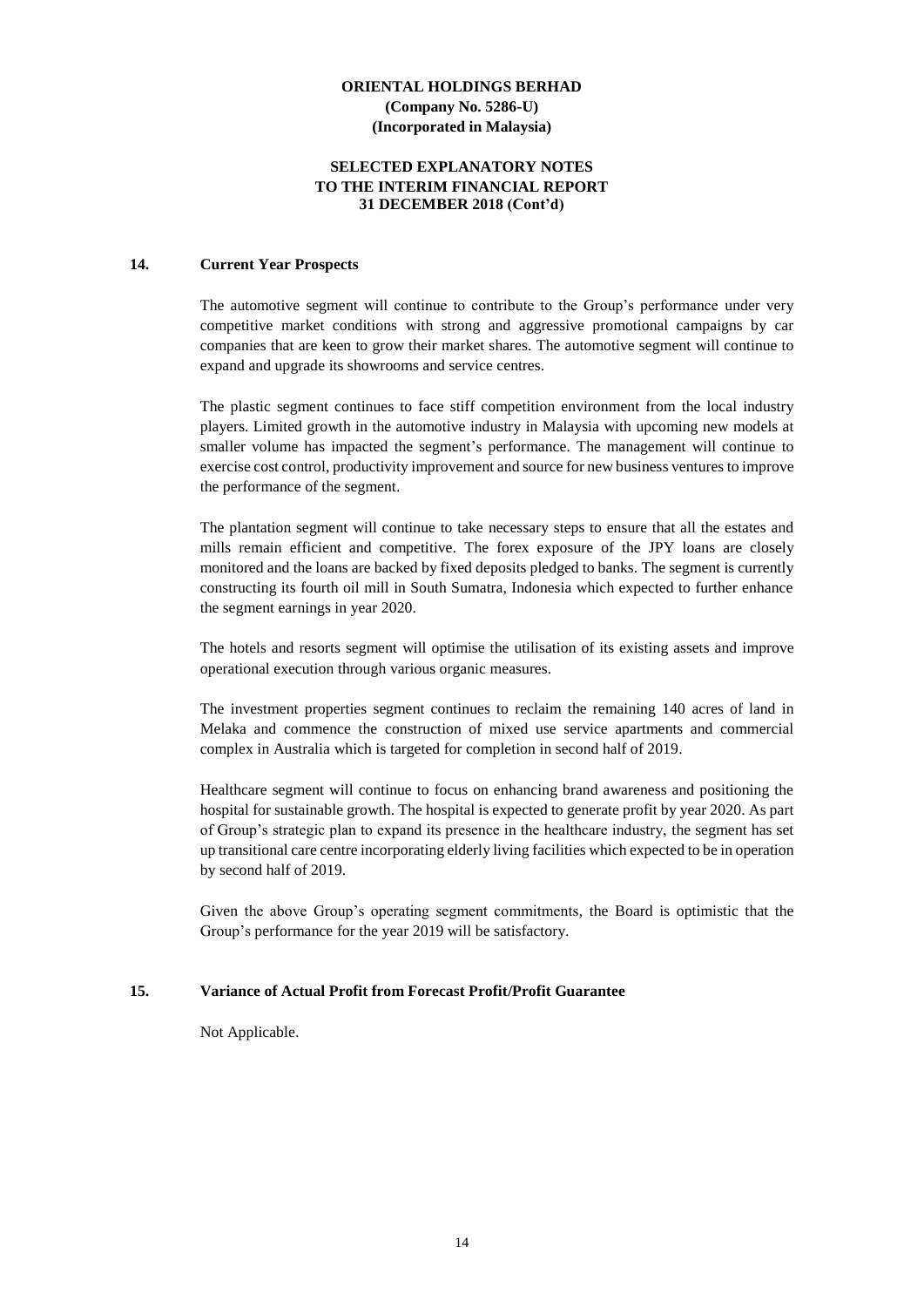## 14. Current Year Prospects

The automotive segment will continue to contribute to the Group's performance under very competitive market conditions with strong and aggressive promotional campaigns by car companies that are keen to grow their market shares. The automotive segment will continue to expand and upgrade its showrooms and service centres.

The plastic segment continues to face stiff competition environment from the local industry players. Limited growth in the automotive industry in Malaysia with upcoming new models at smaller volume has impacted the segment's performance. The management will continue to exercise cost control, productivity improvement and source for new business ventures to improve the performance of the segment.

The plantation segment will continue to take necessary steps to ensure that all the estates and mills remain efficient and competitive. The forex exposure of the JPY loans are closely monitored and the loans are backed by fixed deposits pledged to banks. The segment is currently constructing its fourth oil mill in South Sumatra, Indonesia which expected to further enhance the segment earnings in year 2020.

The hotels and resorts segment will optimise the utilisation of its existing assets and improve operational execution through various organic measures.

The investment properties segment continues to reclaim the remaining 140 acres of land in Melaka and commence the construction of mixed use service apartments and commercial complex in Australia which is targeted for completion in second half of 2019.

Healthcare segment will continue to focus on enhancing brand awareness and positioning the hospital for sustainable growth. The hospital is expected to generate profit by year 2020. As part of Group's strategic plan to expand its presence in the healthcare industry, the segment has set up transitional care centre incorporating elderly living facilities which expected to be in operation by second half of 2019.

Given the above Group's operating segment commitments, the Board is optimistic that the Group's performance for the year 2019 will be satisfactory.

## 15. Variance of Actual Profit from Forecast Profit/Profit Guarantee

Not Applicable.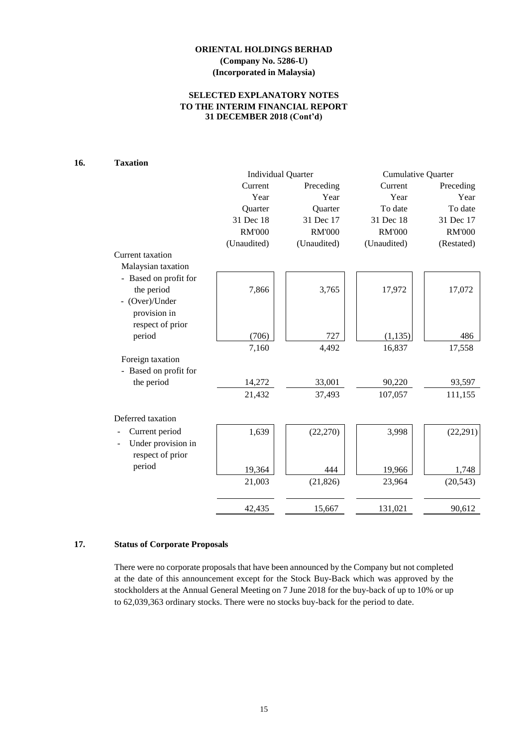**ORIENTAL HOLDINGS BERHAD**
**(Company No. 5286-U)**
**(Incorporated in Malaysia)**

**SELECTED EXPLANATORY NOTES**
**TO THE INTERIM FINANCIAL REPORT**
**31 DECEMBER 2018 (Cont'd)**

## 16. Taxation

| | Individual Quarter | | Cumulative Quarter | |
|---|---|---|---|---|
| | Current Year Quarter | Preceding Year Quarter | Current Year To date | Preceding Year To date |
| | 31 Dec 18 | 31 Dec 17 | 31 Dec 18 | 31 Dec 17 |
| | RM'000 | RM'000 | RM'000 | RM'000 |
| | (Unaudited) | (Unaudited) | (Unaudited) | (Restated) |
| Current taxation | | | | |
| Malaysian taxation | | | | |
| - Based on profit for the period | 7,866 | 3,765 | 17,972 | 17,072 |
| - (Over)/Under provision in respect of prior period | (706) | 727 | (1,135) | 486 |
| | 7,160 | 4,492 | 16,837 | 17,558 |
| Foreign taxation | | | | |
| - Based on profit for the period | 14,272 | 33,001 | 90,220 | 93,597 |
| | 21,432 | 37,493 | 107,057 | 111,155 |
| Deferred taxation | | | | |
| - Current period | 1,639 | (22,270) | 3,998 | (22,291) |
| - Under provision in respect of prior period | 19,364 | 444 | 19,966 | 1,748 |
| | 21,003 | (21,826) | 23,964 | (20,543) |
| | 42,435 | 15,667 | 131,021 | 90,612 |

## 17. Status of Corporate Proposals

There were no corporate proposals that have been announced by the Company but not completed at the date of this announcement except for the Stock Buy-Back which was approved by the stockholders at the Annual General Meeting on 7 June 2018 for the buy-back of up to 10% or up to 62,039,363 ordinary stocks. There were no stocks buy-back for the period to date.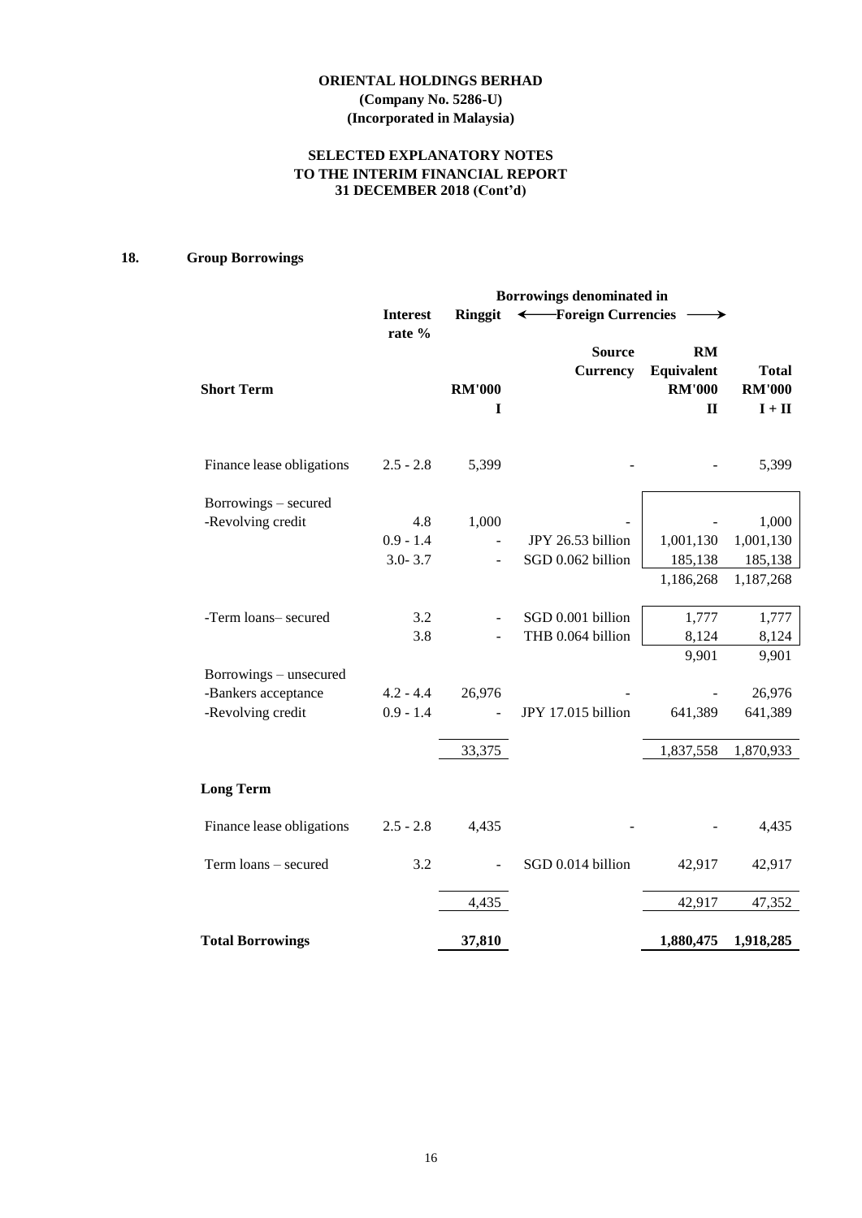**ORIENTAL HOLDINGS BERHAD**
**(Company No. 5286-U)**
**(Incorporated in Malaysia)**

**SELECTED EXPLANATORY NOTES**
**TO THE INTERIM FINANCIAL REPORT**
**31 DECEMBER 2018 (Cont'd)**

## 18. Group Borrowings

| | Interest rate % | Borrowings denominated in Ringgit | Foreign Currencies | | |
|---|---|---|---|---|---|
| | | | Source Currency | RM Equivalent | Total |
| **Short Term** | | **RM'000** | | **RM'000** | **RM'000** |
| | | **I** | | **II** | **I + II** |
| Finance lease obligations | 2.5 - 2.8 | 5,399 | - | - | 5,399 |
| Borrowings – secured | | | | | |
| -Revolving credit | 4.8 | 1,000 | - | - | 1,000 |
| | 0.9 - 1.4 | - | JPY 26.53 billion | 1,001,130 | 1,001,130 |
| | 3.0- 3.7 | - | SGD 0.062 billion | 185,138 | 185,138 |
| | | | | 1,186,268 | 1,187,268 |
| -Term loans– secured | 3.2 | - | SGD 0.001 billion | 1,777 | 1,777 |
| | 3.8 | - | THB 0.064 billion | 8,124 | 8,124 |
| | | | | 9,901 | 9,901 |
| Borrowings – unsecured | | | | | |
| -Bankers acceptance | 4.2 - 4.4 | 26,976 | - | - | 26,976 |
| -Revolving credit | 0.9 - 1.4 | - | JPY 17.015 billion | 641,389 | 641,389 |
| | | 33,375 | | 1,837,558 | 1,870,933 |
| **Long Term** | | | | | |
| Finance lease obligations | 2.5 - 2.8 | 4,435 | - | - | 4,435 |
| Term loans – secured | 3.2 | - | SGD 0.014 billion | 42,917 | 42,917 |
| | | 4,435 | | 42,917 | 47,352 |
| **Total Borrowings** | | **37,810** | | **1,880,475** | **1,918,285** |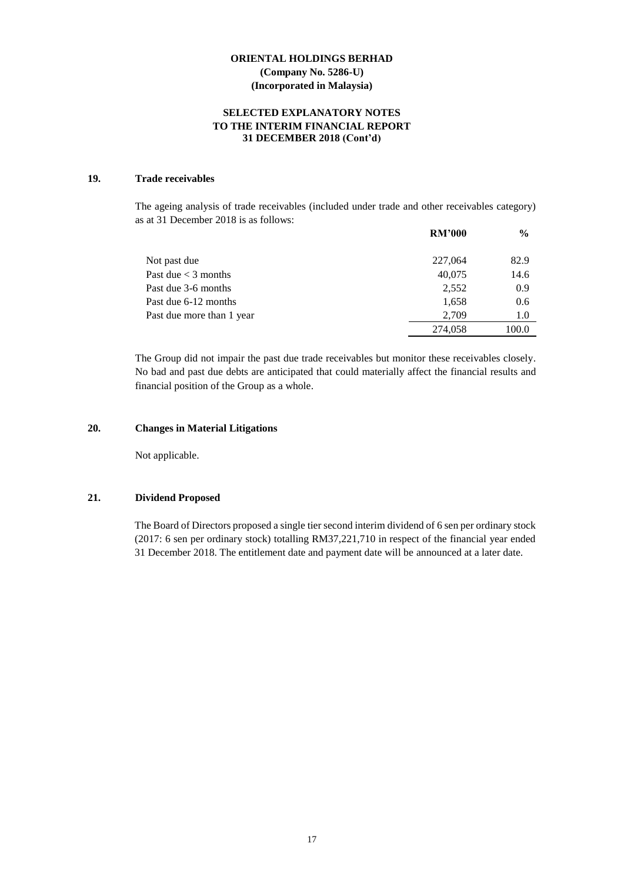**ORIENTAL HOLDINGS BERHAD**
**(Company No. 5286-U)**
**(Incorporated in Malaysia)**

**SELECTED EXPLANATORY NOTES**
**TO THE INTERIM FINANCIAL REPORT**
**31 DECEMBER 2018 (Cont'd)**

## 19. Trade receivables

The ageing analysis of trade receivables (included under trade and other receivables category) as at 31 December 2018 is as follows:

| | RM'000 | % |
|---|---|---|
| Not past due | 227,064 | 82.9 |
| Past due < 3 months | 40,075 | 14.6 |
| Past due 3-6 months | 2,552 | 0.9 |
| Past due 6-12 months | 1,658 | 0.6 |
| Past due more than 1 year | 2,709 | 1.0 |
| | 274,058 | 100.0 |

The Group did not impair the past due trade receivables but monitor these receivables closely. No bad and past due debts are anticipated that could materially affect the financial results and financial position of the Group as a whole.

## 20. Changes in Material Litigations

Not applicable.

## 21. Dividend Proposed

The Board of Directors proposed a single tier second interim dividend of 6 sen per ordinary stock (2017: 6 sen per ordinary stock) totalling RM37,221,710 in respect of the financial year ended 31 December 2018. The entitlement date and payment date will be announced at a later date.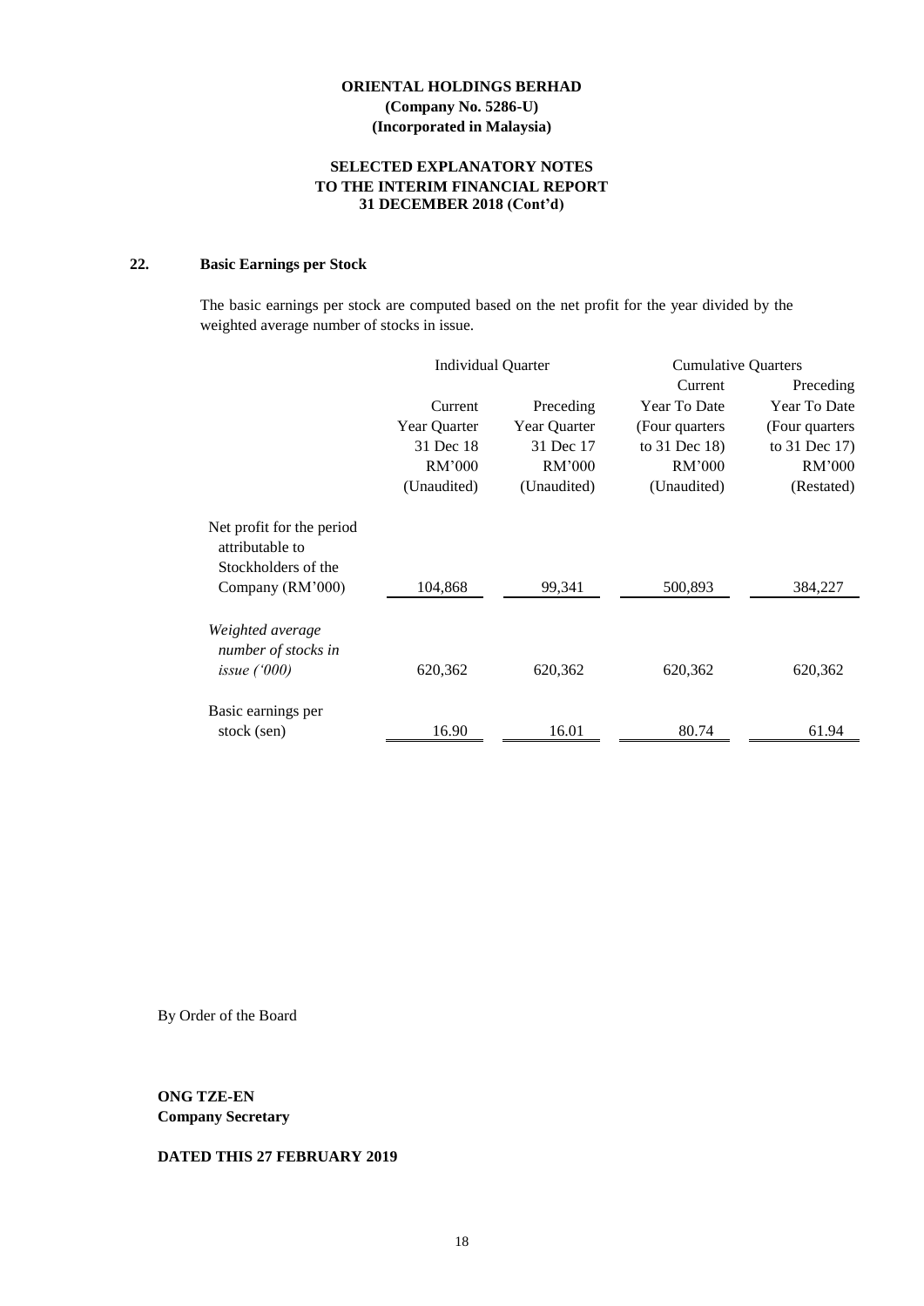**ORIENTAL HOLDINGS BERHAD**
**(Company No. 5286-U)**
**(Incorporated in Malaysia)**

**SELECTED EXPLANATORY NOTES**
**TO THE INTERIM FINANCIAL REPORT**
**31 DECEMBER 2018 (Cont'd)**

## 22. Basic Earnings per Stock

The basic earnings per stock are computed based on the net profit for the year divided by the weighted average number of stocks in issue.

| | Individual Quarter | | Cumulative Quarters | |
|---|---|---|---|---|
| | Current Year Quarter 31 Dec 18 RM'000 (Unaudited) | Preceding Year Quarter 31 Dec 17 RM'000 (Unaudited) | Current Year To Date (Four quarters to 31 Dec 18) RM'000 (Unaudited) | Preceding Year To Date (Four quarters to 31 Dec 17) RM'000 (Restated) |
| Net profit for the period attributable to Stockholders of the Company (RM'000) | 104,868 | 99,341 | 500,893 | 384,227 |
| *Weighted average number of stocks in issue ('000)* | 620,362 | 620,362 | 620,362 | 620,362 |
| Basic earnings per stock (sen) | 16.90 | 16.01 | 80.74 | 61.94 |

By Order of the Board

**ONG TZE-EN**
**Company Secretary**

**DATED THIS 27 FEBRUARY 2019**